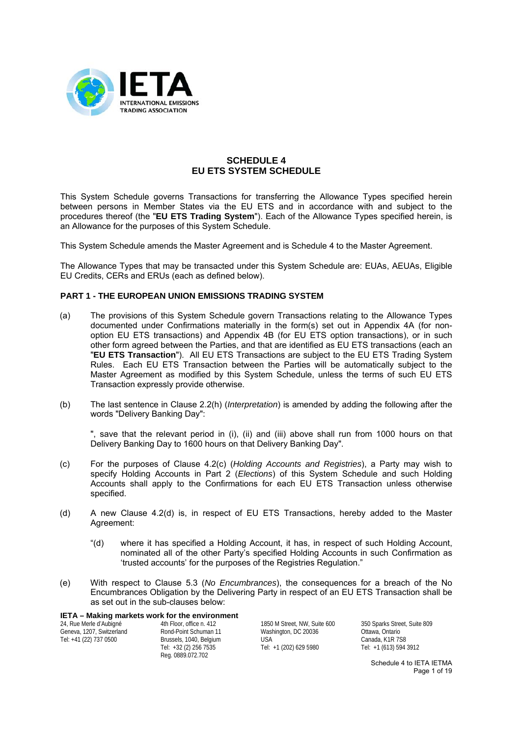# SCHEDULE 4
# EU ETS SYSTEM SCHEDULE

This System Schedule governs Transactions for transferring the Allowance Types specified herein between persons in Member States via the EU ETS and in accordance with and subject to the procedures thereof (the "**EU ETS Trading System**"). Each of the Allowance Types specified herein, is an Allowance for the purposes of this System Schedule.

This System Schedule amends the Master Agreement and is Schedule 4 to the Master Agreement.

The Allowance Types that may be transacted under this System Schedule are: EUAs, AEUAs, Eligible EU Credits, CERs and ERUs (each as defined below).

## PART 1 - THE EUROPEAN UNION EMISSIONS TRADING SYSTEM

(a) The provisions of this System Schedule govern Transactions relating to the Allowance Types documented under Confirmations materially in the form(s) set out in Appendix 4A (for non-option EU ETS transactions) and Appendix 4B (for EU ETS option transactions), or in such other form agreed between the Parties, and that are identified as EU ETS transactions (each an "**EU ETS Transaction**"). All EU ETS Transactions are subject to the EU ETS Trading System Rules. Each EU ETS Transaction between the Parties will be automatically subject to the Master Agreement as modified by this System Schedule, unless the terms of such EU ETS Transaction expressly provide otherwise.

(b) The last sentence in Clause 2.2(h) (*Interpretation*) is amended by adding the following after the words "Delivery Banking Day":

", save that the relevant period in (i), (ii) and (iii) above shall run from 1000 hours on that Delivery Banking Day to 1600 hours on that Delivery Banking Day".

(c) For the purposes of Clause 4.2(c) (*Holding Accounts and Registries*), a Party may wish to specify Holding Accounts in Part 2 (*Elections*) of this System Schedule and such Holding Accounts shall apply to the Confirmations for each EU ETS Transaction unless otherwise specified.

(d) A new Clause 4.2(d) is, in respect of EU ETS Transactions, hereby added to the Master Agreement:

"(d) where it has specified a Holding Account, it has, in respect of such Holding Account, nominated all of the other Party's specified Holding Accounts in such Confirmation as 'trusted accounts' for the purposes of the Registries Regulation."

(e) With respect to Clause 5.3 (*No Encumbrances*), the consequences for a breach of the No Encumbrances Obligation by the Delivering Party in respect of an EU ETS Transaction shall be as set out in the sub-clauses below: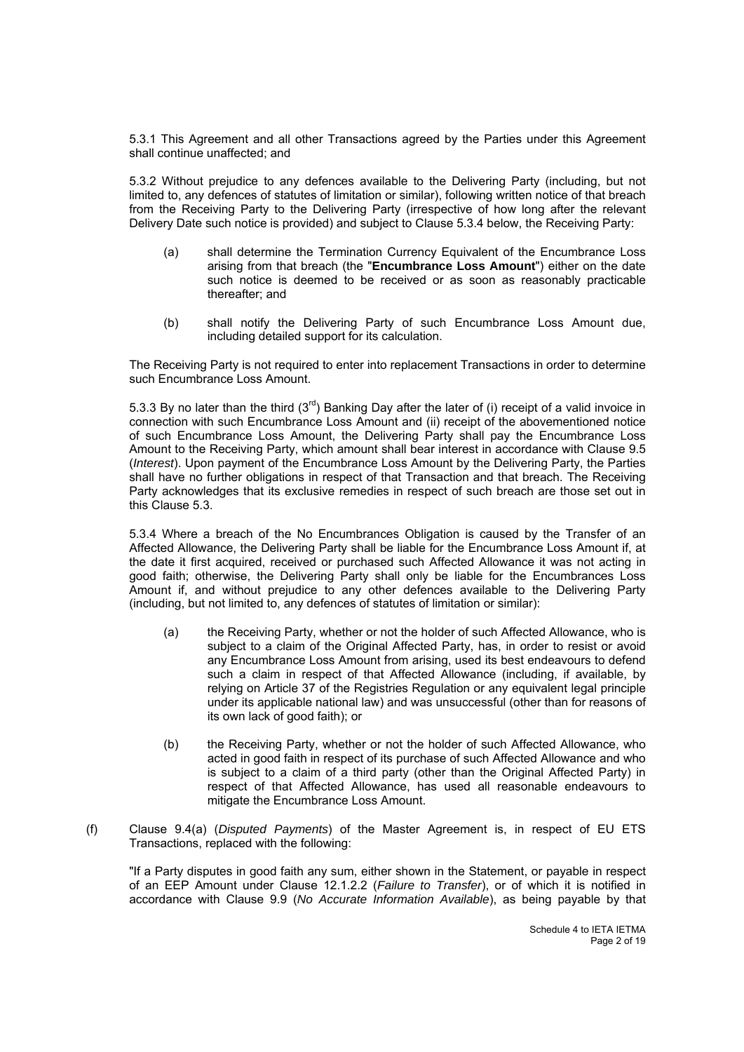5.3.1 This Agreement and all other Transactions agreed by the Parties under this Agreement shall continue unaffected; and

5.3.2 Without prejudice to any defences available to the Delivering Party (including, but not limited to, any defences of statutes of limitation or similar), following written notice of that breach from the Receiving Party to the Delivering Party (irrespective of how long after the relevant Delivery Date such notice is provided) and subject to Clause 5.3.4 below, the Receiving Party:

(a) shall determine the Termination Currency Equivalent of the Encumbrance Loss arising from that breach (the "**Encumbrance Loss Amount**") either on the date such notice is deemed to be received or as soon as reasonably practicable thereafter; and

(b) shall notify the Delivering Party of such Encumbrance Loss Amount due, including detailed support for its calculation.

The Receiving Party is not required to enter into replacement Transactions in order to determine such Encumbrance Loss Amount.

5.3.3 By no later than the third (3rd) Banking Day after the later of (i) receipt of a valid invoice in connection with such Encumbrance Loss Amount and (ii) receipt of the abovementioned notice of such Encumbrance Loss Amount, the Delivering Party shall pay the Encumbrance Loss Amount to the Receiving Party, which amount shall bear interest in accordance with Clause 9.5 (*Interest*). Upon payment of the Encumbrance Loss Amount by the Delivering Party, the Parties shall have no further obligations in respect of that Transaction and that breach. The Receiving Party acknowledges that its exclusive remedies in respect of such breach are those set out in this Clause 5.3.

5.3.4 Where a breach of the No Encumbrances Obligation is caused by the Transfer of an Affected Allowance, the Delivering Party shall be liable for the Encumbrance Loss Amount if, at the date it first acquired, received or purchased such Affected Allowance it was not acting in good faith; otherwise, the Delivering Party shall only be liable for the Encumbrances Loss Amount if, and without prejudice to any other defences available to the Delivering Party (including, but not limited to, any defences of statutes of limitation or similar):

(a) the Receiving Party, whether or not the holder of such Affected Allowance, who is subject to a claim of the Original Affected Party, has, in order to resist or avoid any Encumbrance Loss Amount from arising, used its best endeavours to defend such a claim in respect of that Affected Allowance (including, if available, by relying on Article 37 of the Registries Regulation or any equivalent legal principle under its applicable national law) and was unsuccessful (other than for reasons of its own lack of good faith); or

(b) the Receiving Party, whether or not the holder of such Affected Allowance, who acted in good faith in respect of its purchase of such Affected Allowance and who is subject to a claim of a third party (other than the Original Affected Party) in respect of that Affected Allowance, has used all reasonable endeavours to mitigate the Encumbrance Loss Amount.

(f) Clause 9.4(a) (*Disputed Payments*) of the Master Agreement is, in respect of EU ETS Transactions, replaced with the following:

"If a Party disputes in good faith any sum, either shown in the Statement, or payable in respect of an EEP Amount under Clause 12.1.2.2 (*Failure to Transfer*), or of which it is notified in accordance with Clause 9.9 (*No Accurate Information Available*), as being payable by that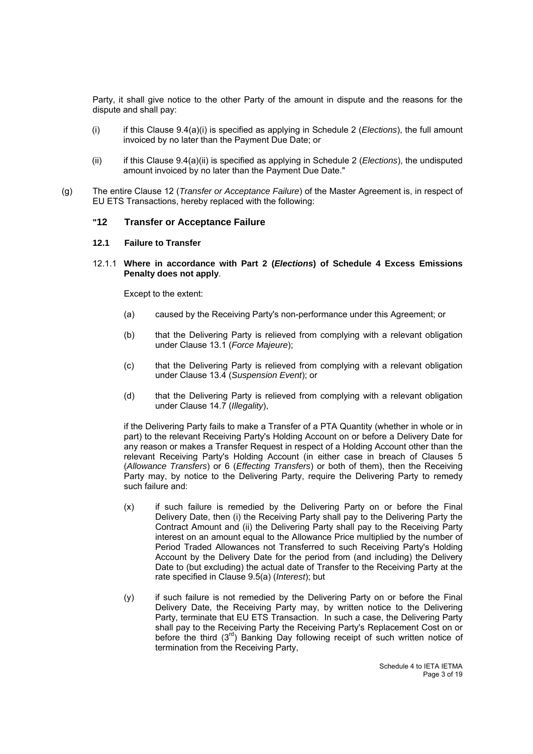Party, it shall give notice to the other Party of the amount in dispute and the reasons for the dispute and shall pay:

(i) if this Clause 9.4(a)(i) is specified as applying in Schedule 2 (*Elections*), the full amount invoiced by no later than the Payment Due Date; or

(ii) if this Clause 9.4(a)(ii) is specified as applying in Schedule 2 (*Elections*), the undisputed amount invoiced by no later than the Payment Due Date."

(g) The entire Clause 12 (*Transfer or Acceptance Failure*) of the Master Agreement is, in respect of EU ETS Transactions, hereby replaced with the following:

### "12 Transfer or Acceptance Failure

#### 12.1 Failure to Transfer

12.1.1 **Where in accordance with Part 2 (*Elections*) of Schedule 4 Excess Emissions Penalty does not apply**.

Except to the extent:

(a) caused by the Receiving Party's non-performance under this Agreement; or

(b) that the Delivering Party is relieved from complying with a relevant obligation under Clause 13.1 (*Force Majeure*);

(c) that the Delivering Party is relieved from complying with a relevant obligation under Clause 13.4 (*Suspension Event*); or

(d) that the Delivering Party is relieved from complying with a relevant obligation under Clause 14.7 (*Illegality*),

if the Delivering Party fails to make a Transfer of a PTA Quantity (whether in whole or in part) to the relevant Receiving Party's Holding Account on or before a Delivery Date for any reason or makes a Transfer Request in respect of a Holding Account other than the relevant Receiving Party's Holding Account (in either case in breach of Clauses 5 (*Allowance Transfers*) or 6 (*Effecting Transfers*) or both of them), then the Receiving Party may, by notice to the Delivering Party, require the Delivering Party to remedy such failure and:

(x) if such failure is remedied by the Delivering Party on or before the Final Delivery Date, then (i) the Receiving Party shall pay to the Delivering Party the Contract Amount and (ii) the Delivering Party shall pay to the Receiving Party interest on an amount equal to the Allowance Price multiplied by the number of Period Traded Allowances not Transferred to such Receiving Party's Holding Account by the Delivery Date for the period from (and including) the Delivery Date to (but excluding) the actual date of Transfer to the Receiving Party at the rate specified in Clause 9.5(a) (*Interest*); but

(y) if such failure is not remedied by the Delivering Party on or before the Final Delivery Date, the Receiving Party may, by written notice to the Delivering Party, terminate that EU ETS Transaction. In such a case, the Delivering Party shall pay to the Receiving Party the Receiving Party's Replacement Cost on or before the third (3rd) Banking Day following receipt of such written notice of termination from the Receiving Party,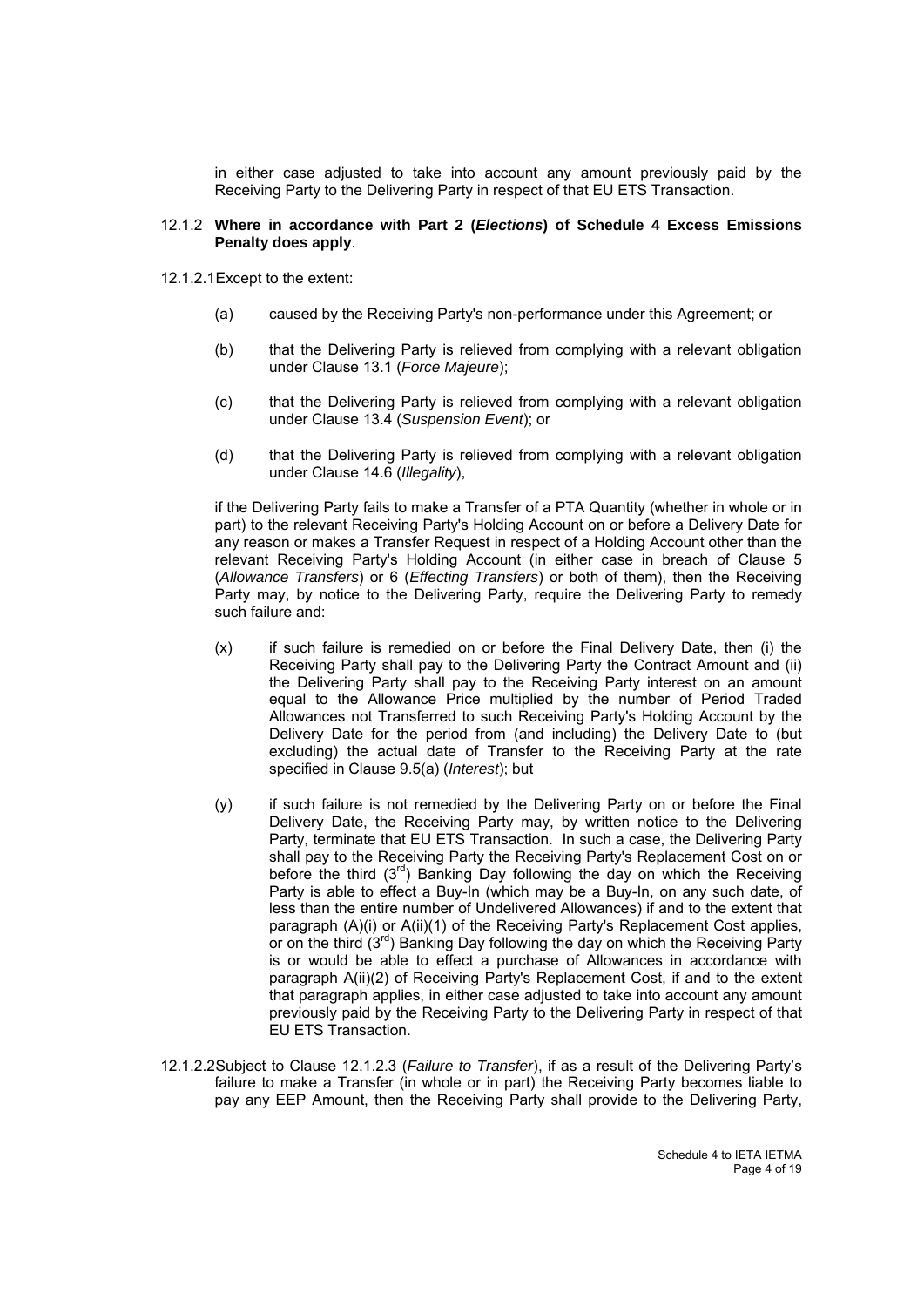in either case adjusted to take into account any amount previously paid by the Receiving Party to the Delivering Party in respect of that EU ETS Transaction.

12.1.2 **Where in accordance with Part 2 (*Elections*) of Schedule 4 Excess Emissions Penalty does apply**.

12.1.2.1 Except to the extent:

(a) caused by the Receiving Party's non-performance under this Agreement; or

(b) that the Delivering Party is relieved from complying with a relevant obligation under Clause 13.1 (*Force Majeure*);

(c) that the Delivering Party is relieved from complying with a relevant obligation under Clause 13.4 (*Suspension Event*); or

(d) that the Delivering Party is relieved from complying with a relevant obligation under Clause 14.6 (*Illegality*),

if the Delivering Party fails to make a Transfer of a PTA Quantity (whether in whole or in part) to the relevant Receiving Party's Holding Account on or before a Delivery Date for any reason or makes a Transfer Request in respect of a Holding Account other than the relevant Receiving Party's Holding Account (in either case in breach of Clause 5 (*Allowance Transfers*) or 6 (*Effecting Transfers*) or both of them), then the Receiving Party may, by notice to the Delivering Party, require the Delivering Party to remedy such failure and:

(x) if such failure is remedied on or before the Final Delivery Date, then (i) the Receiving Party shall pay to the Delivering Party the Contract Amount and (ii) the Delivering Party shall pay to the Receiving Party interest on an amount equal to the Allowance Price multiplied by the number of Period Traded Allowances not Transferred to such Receiving Party's Holding Account by the Delivery Date for the period from (and including) the Delivery Date to (but excluding) the actual date of Transfer to the Receiving Party at the rate specified in Clause 9.5(a) (*Interest*); but

(y) if such failure is not remedied by the Delivering Party on or before the Final Delivery Date, the Receiving Party may, by written notice to the Delivering Party, terminate that EU ETS Transaction. In such a case, the Delivering Party shall pay to the Receiving Party the Receiving Party's Replacement Cost on or before the third (3rd) Banking Day following the day on which the Receiving Party is able to effect a Buy-In (which may be a Buy-In, on any such date, of less than the entire number of Undelivered Allowances) if and to the extent that paragraph (A)(i) or A(ii)(1) of the Receiving Party's Replacement Cost applies, or on the third (3rd) Banking Day following the day on which the Receiving Party is or would be able to effect a purchase of Allowances in accordance with paragraph A(ii)(2) of Receiving Party's Replacement Cost, if and to the extent that paragraph applies, in either case adjusted to take into account any amount previously paid by the Receiving Party to the Delivering Party in respect of that EU ETS Transaction.

12.1.2.2 Subject to Clause 12.1.2.3 (*Failure to Transfer*), if as a result of the Delivering Party's failure to make a Transfer (in whole or in part) the Receiving Party becomes liable to pay any EEP Amount, then the Receiving Party shall provide to the Delivering Party,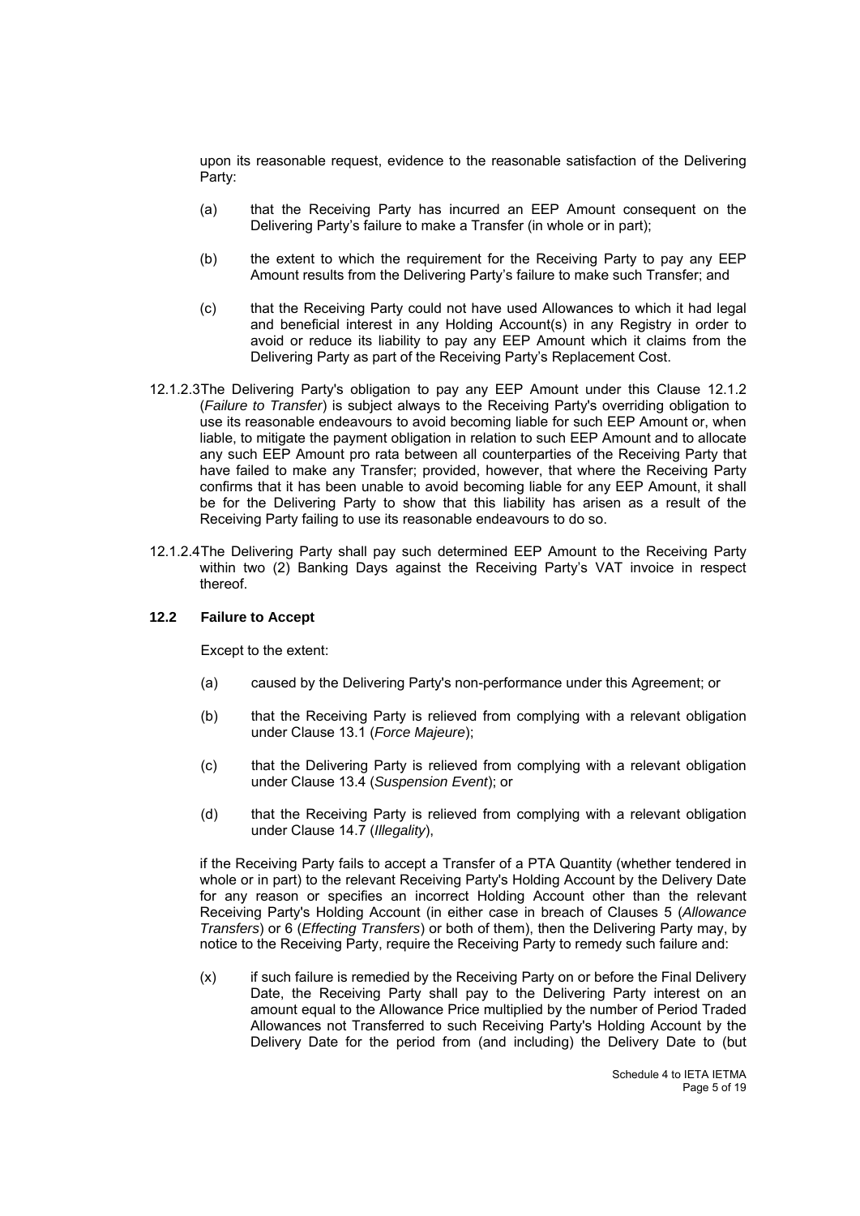upon its reasonable request, evidence to the reasonable satisfaction of the Delivering Party:

(a) that the Receiving Party has incurred an EEP Amount consequent on the Delivering Party's failure to make a Transfer (in whole or in part);

(b) the extent to which the requirement for the Receiving Party to pay any EEP Amount results from the Delivering Party's failure to make such Transfer; and

(c) that the Receiving Party could not have used Allowances to which it had legal and beneficial interest in any Holding Account(s) in any Registry in order to avoid or reduce its liability to pay any EEP Amount which it claims from the Delivering Party as part of the Receiving Party's Replacement Cost.

12.1.2.3 The Delivering Party's obligation to pay any EEP Amount under this Clause 12.1.2 (*Failure to Transfer*) is subject always to the Receiving Party's overriding obligation to use its reasonable endeavours to avoid becoming liable for such EEP Amount or, when liable, to mitigate the payment obligation in relation to such EEP Amount and to allocate any such EEP Amount pro rata between all counterparties of the Receiving Party that have failed to make any Transfer; provided, however, that where the Receiving Party confirms that it has been unable to avoid becoming liable for any EEP Amount, it shall be for the Delivering Party to show that this liability has arisen as a result of the Receiving Party failing to use its reasonable endeavours to do so.

12.1.2.4 The Delivering Party shall pay such determined EEP Amount to the Receiving Party within two (2) Banking Days against the Receiving Party's VAT invoice in respect thereof.

**12.2 Failure to Accept**

Except to the extent:

(a) caused by the Delivering Party's non-performance under this Agreement; or

(b) that the Receiving Party is relieved from complying with a relevant obligation under Clause 13.1 (*Force Majeure*);

(c) that the Delivering Party is relieved from complying with a relevant obligation under Clause 13.4 (*Suspension Event*); or

(d) that the Receiving Party is relieved from complying with a relevant obligation under Clause 14.7 (*Illegality*),

if the Receiving Party fails to accept a Transfer of a PTA Quantity (whether tendered in whole or in part) to the relevant Receiving Party's Holding Account by the Delivery Date for any reason or specifies an incorrect Holding Account other than the relevant Receiving Party's Holding Account (in either case in breach of Clauses 5 (*Allowance Transfers*) or 6 (*Effecting Transfers*) or both of them), then the Delivering Party may, by notice to the Receiving Party, require the Receiving Party to remedy such failure and:

(x) if such failure is remedied by the Receiving Party on or before the Final Delivery Date, the Receiving Party shall pay to the Delivering Party interest on an amount equal to the Allowance Price multiplied by the number of Period Traded Allowances not Transferred to such Receiving Party's Holding Account by the Delivery Date for the period from (and including) the Delivery Date to (but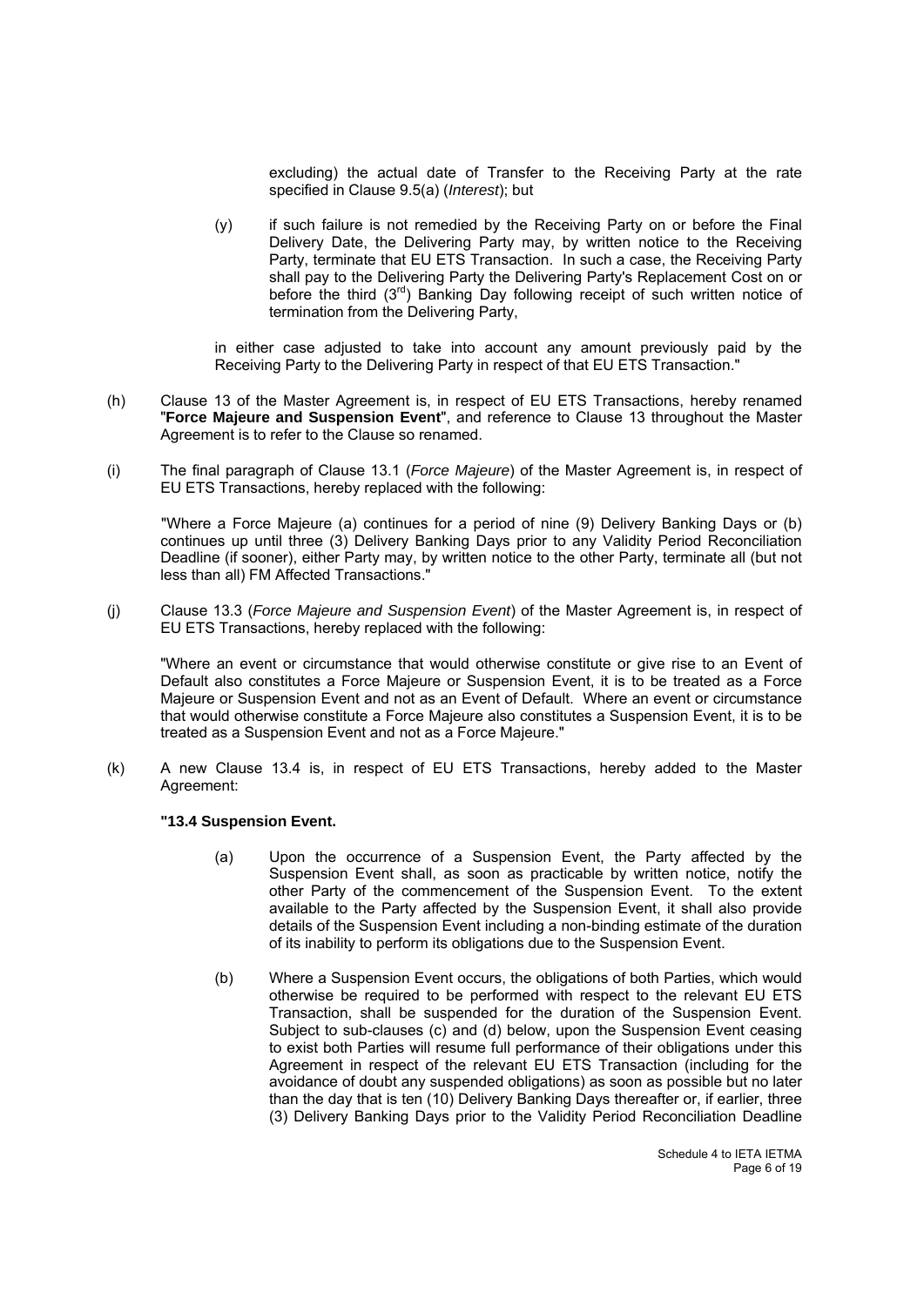excluding) the actual date of Transfer to the Receiving Party at the rate specified in Clause 9.5(a) (*Interest*); but

(y) if such failure is not remedied by the Receiving Party on or before the Final Delivery Date, the Delivering Party may, by written notice to the Receiving Party, terminate that EU ETS Transaction. In such a case, the Receiving Party shall pay to the Delivering Party the Delivering Party's Replacement Cost on or before the third (3rd) Banking Day following receipt of such written notice of termination from the Delivering Party,

in either case adjusted to take into account any amount previously paid by the Receiving Party to the Delivering Party in respect of that EU ETS Transaction."

(h) Clause 13 of the Master Agreement is, in respect of EU ETS Transactions, hereby renamed "**Force Majeure and Suspension Event**", and reference to Clause 13 throughout the Master Agreement is to refer to the Clause so renamed.

(i) The final paragraph of Clause 13.1 (*Force Majeure*) of the Master Agreement is, in respect of EU ETS Transactions, hereby replaced with the following:

"Where a Force Majeure (a) continues for a period of nine (9) Delivery Banking Days or (b) continues up until three (3) Delivery Banking Days prior to any Validity Period Reconciliation Deadline (if sooner), either Party may, by written notice to the other Party, terminate all (but not less than all) FM Affected Transactions."

(j) Clause 13.3 (*Force Majeure and Suspension Event*) of the Master Agreement is, in respect of EU ETS Transactions, hereby replaced with the following:

"Where an event or circumstance that would otherwise constitute or give rise to an Event of Default also constitutes a Force Majeure or Suspension Event, it is to be treated as a Force Majeure or Suspension Event and not as an Event of Default. Where an event or circumstance that would otherwise constitute a Force Majeure also constitutes a Suspension Event, it is to be treated as a Suspension Event and not as a Force Majeure."

(k) A new Clause 13.4 is, in respect of EU ETS Transactions, hereby added to the Master Agreement:

**"13.4 Suspension Event.**

(a) Upon the occurrence of a Suspension Event, the Party affected by the Suspension Event shall, as soon as practicable by written notice, notify the other Party of the commencement of the Suspension Event. To the extent available to the Party affected by the Suspension Event, it shall also provide details of the Suspension Event including a non-binding estimate of the duration of its inability to perform its obligations due to the Suspension Event.

(b) Where a Suspension Event occurs, the obligations of both Parties, which would otherwise be required to be performed with respect to the relevant EU ETS Transaction, shall be suspended for the duration of the Suspension Event. Subject to sub-clauses (c) and (d) below, upon the Suspension Event ceasing to exist both Parties will resume full performance of their obligations under this Agreement in respect of the relevant EU ETS Transaction (including for the avoidance of doubt any suspended obligations) as soon as possible but no later than the day that is ten (10) Delivery Banking Days thereafter or, if earlier, three (3) Delivery Banking Days prior to the Validity Period Reconciliation Deadline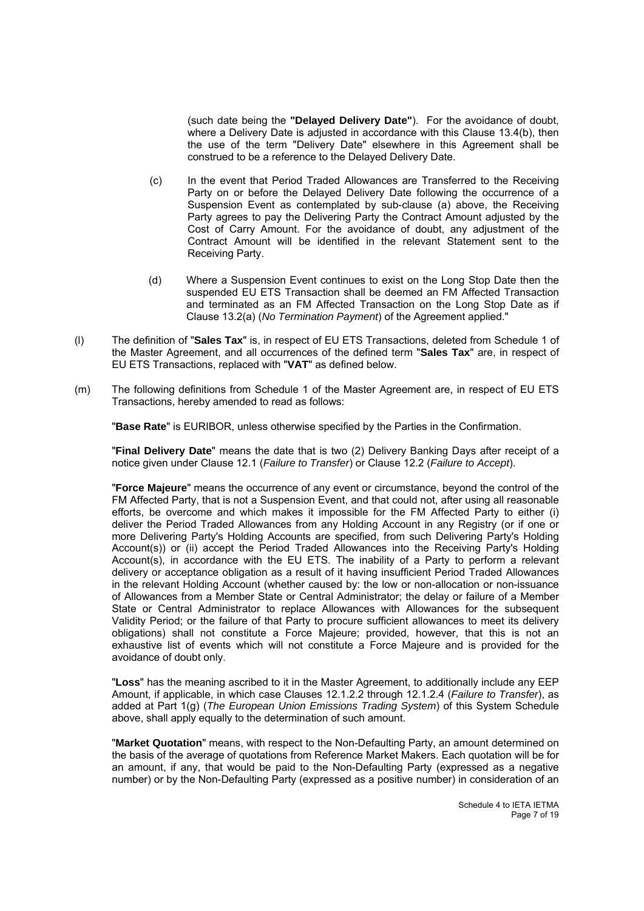(such date being the **"Delayed Delivery Date"**). For the avoidance of doubt, where a Delivery Date is adjusted in accordance with this Clause 13.4(b), then the use of the term "Delivery Date" elsewhere in this Agreement shall be construed to be a reference to the Delayed Delivery Date.

(c) In the event that Period Traded Allowances are Transferred to the Receiving Party on or before the Delayed Delivery Date following the occurrence of a Suspension Event as contemplated by sub-clause (a) above, the Receiving Party agrees to pay the Delivering Party the Contract Amount adjusted by the Cost of Carry Amount. For the avoidance of doubt, any adjustment of the Contract Amount will be identified in the relevant Statement sent to the Receiving Party.

(d) Where a Suspension Event continues to exist on the Long Stop Date then the suspended EU ETS Transaction shall be deemed an FM Affected Transaction and terminated as an FM Affected Transaction on the Long Stop Date as if Clause 13.2(a) (*No Termination Payment*) of the Agreement applied."

(l) The definition of "**Sales Tax**" is, in respect of EU ETS Transactions, deleted from Schedule 1 of the Master Agreement, and all occurrences of the defined term "**Sales Tax**" are, in respect of EU ETS Transactions, replaced with "**VAT**" as defined below.

(m) The following definitions from Schedule 1 of the Master Agreement are, in respect of EU ETS Transactions, hereby amended to read as follows:

"**Base Rate**" is EURIBOR, unless otherwise specified by the Parties in the Confirmation.

"**Final Delivery Date**" means the date that is two (2) Delivery Banking Days after receipt of a notice given under Clause 12.1 (*Failure to Transfer*) or Clause 12.2 (*Failure to Accept*).

"**Force Majeure**" means the occurrence of any event or circumstance, beyond the control of the FM Affected Party, that is not a Suspension Event, and that could not, after using all reasonable efforts, be overcome and which makes it impossible for the FM Affected Party to either (i) deliver the Period Traded Allowances from any Holding Account in any Registry (or if one or more Delivering Party's Holding Accounts are specified, from such Delivering Party's Holding Account(s)) or (ii) accept the Period Traded Allowances into the Receiving Party's Holding Account(s), in accordance with the EU ETS. The inability of a Party to perform a relevant delivery or acceptance obligation as a result of it having insufficient Period Traded Allowances in the relevant Holding Account (whether caused by: the low or non-allocation or non-issuance of Allowances from a Member State or Central Administrator; the delay or failure of a Member State or Central Administrator to replace Allowances with Allowances for the subsequent Validity Period; or the failure of that Party to procure sufficient allowances to meet its delivery obligations) shall not constitute a Force Majeure; provided, however, that this is not an exhaustive list of events which will not constitute a Force Majeure and is provided for the avoidance of doubt only.

"**Loss**" has the meaning ascribed to it in the Master Agreement, to additionally include any EEP Amount, if applicable, in which case Clauses 12.1.2.2 through 12.1.2.4 (*Failure to Transfer*), as added at Part 1(g) (*The European Union Emissions Trading System*) of this System Schedule above, shall apply equally to the determination of such amount.

"**Market Quotation**" means, with respect to the Non-Defaulting Party, an amount determined on the basis of the average of quotations from Reference Market Makers. Each quotation will be for an amount, if any, that would be paid to the Non-Defaulting Party (expressed as a negative number) or by the Non-Defaulting Party (expressed as a positive number) in consideration of an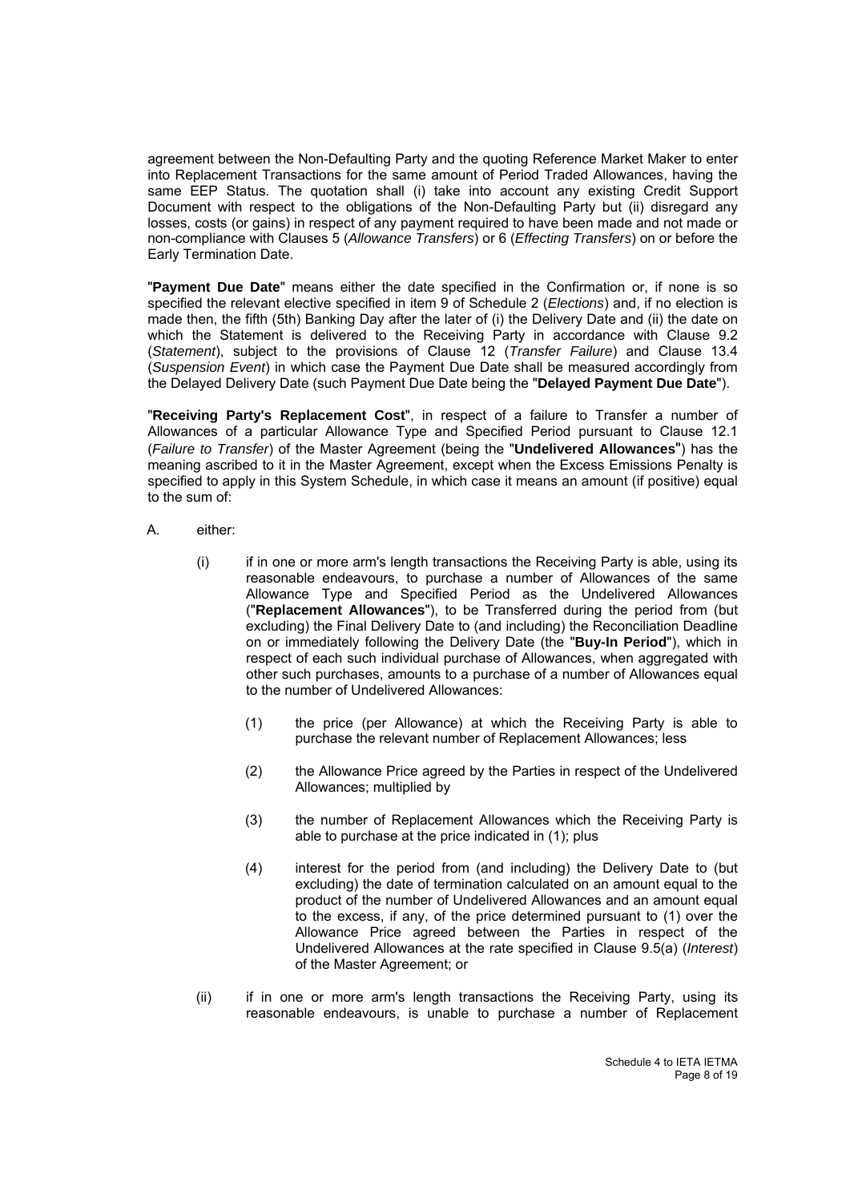agreement between the Non-Defaulting Party and the quoting Reference Market Maker to enter into Replacement Transactions for the same amount of Period Traded Allowances, having the same EEP Status. The quotation shall (i) take into account any existing Credit Support Document with respect to the obligations of the Non-Defaulting Party but (ii) disregard any losses, costs (or gains) in respect of any payment required to have been made and not made or non-compliance with Clauses 5 (*Allowance Transfers*) or 6 (*Effecting Transfers*) on or before the Early Termination Date.

"**Payment Due Date**" means either the date specified in the Confirmation or, if none is so specified the relevant elective specified in item 9 of Schedule 2 (*Elections*) and, if no election is made then, the fifth (5th) Banking Day after the later of (i) the Delivery Date and (ii) the date on which the Statement is delivered to the Receiving Party in accordance with Clause 9.2 (*Statement*), subject to the provisions of Clause 12 (*Transfer Failure*) and Clause 13.4 (*Suspension Event*) in which case the Payment Due Date shall be measured accordingly from the Delayed Delivery Date (such Payment Due Date being the "**Delayed Payment Due Date**").

"**Receiving Party's Replacement Cost**", in respect of a failure to Transfer a number of Allowances of a particular Allowance Type and Specified Period pursuant to Clause 12.1 (*Failure to Transfer*) of the Master Agreement (being the "**Undelivered Allowances**") has the meaning ascribed to it in the Master Agreement, except when the Excess Emissions Penalty is specified to apply in this System Schedule, in which case it means an amount (if positive) equal to the sum of:

A. either:

(i) if in one or more arm's length transactions the Receiving Party is able, using its reasonable endeavours, to purchase a number of Allowances of the same Allowance Type and Specified Period as the Undelivered Allowances ("**Replacement Allowances**"), to be Transferred during the period from (but excluding) the Final Delivery Date to (and including) the Reconciliation Deadline on or immediately following the Delivery Date (the "**Buy-In Period**"), which in respect of each such individual purchase of Allowances, when aggregated with other such purchases, amounts to a purchase of a number of Allowances equal to the number of Undelivered Allowances:

(1) the price (per Allowance) at which the Receiving Party is able to purchase the relevant number of Replacement Allowances; less

(2) the Allowance Price agreed by the Parties in respect of the Undelivered Allowances; multiplied by

(3) the number of Replacement Allowances which the Receiving Party is able to purchase at the price indicated in (1); plus

(4) interest for the period from (and including) the Delivery Date to (but excluding) the date of termination calculated on an amount equal to the product of the number of Undelivered Allowances and an amount equal to the excess, if any, of the price determined pursuant to (1) over the Allowance Price agreed between the Parties in respect of the Undelivered Allowances at the rate specified in Clause 9.5(a) (*Interest*) of the Master Agreement; or

(ii) if in one or more arm's length transactions the Receiving Party, using its reasonable endeavours, is unable to purchase a number of Replacement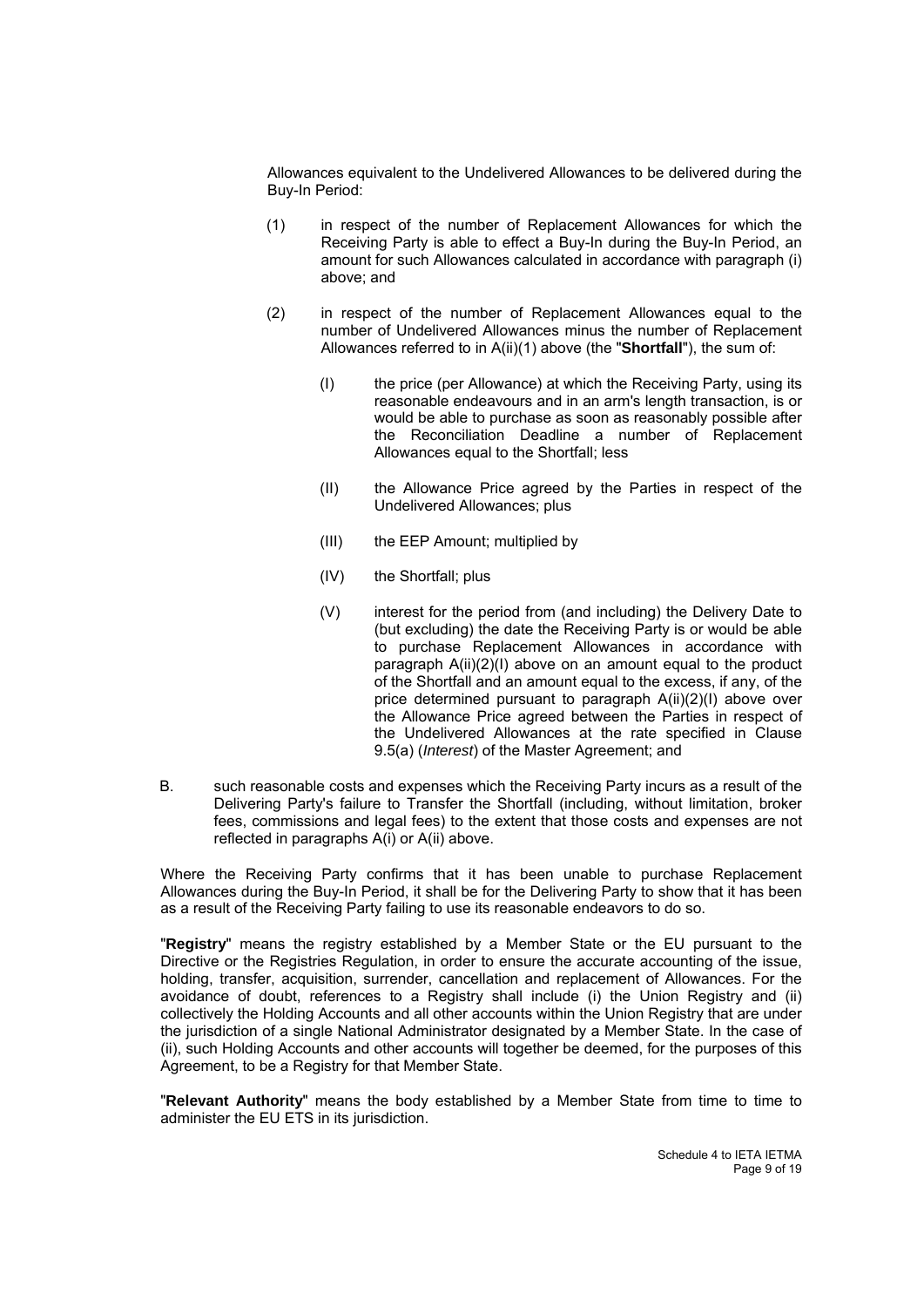Allowances equivalent to the Undelivered Allowances to be delivered during the Buy-In Period:

(1) in respect of the number of Replacement Allowances for which the Receiving Party is able to effect a Buy-In during the Buy-In Period, an amount for such Allowances calculated in accordance with paragraph (i) above; and

(2) in respect of the number of Replacement Allowances equal to the number of Undelivered Allowances minus the number of Replacement Allowances referred to in A(ii)(1) above (the "**Shortfall**"), the sum of:

(I) the price (per Allowance) at which the Receiving Party, using its reasonable endeavours and in an arm's length transaction, is or would be able to purchase as soon as reasonably possible after the Reconciliation Deadline a number of Replacement Allowances equal to the Shortfall; less

(II) the Allowance Price agreed by the Parties in respect of the Undelivered Allowances; plus

(III) the EEP Amount; multiplied by

(IV) the Shortfall; plus

(V) interest for the period from (and including) the Delivery Date to (but excluding) the date the Receiving Party is or would be able to purchase Replacement Allowances in accordance with paragraph A(ii)(2)(I) above on an amount equal to the product of the Shortfall and an amount equal to the excess, if any, of the price determined pursuant to paragraph A(ii)(2)(I) above over the Allowance Price agreed between the Parties in respect of the Undelivered Allowances at the rate specified in Clause 9.5(a) (*Interest*) of the Master Agreement; and

B. such reasonable costs and expenses which the Receiving Party incurs as a result of the Delivering Party's failure to Transfer the Shortfall (including, without limitation, broker fees, commissions and legal fees) to the extent that those costs and expenses are not reflected in paragraphs A(i) or A(ii) above.

Where the Receiving Party confirms that it has been unable to purchase Replacement Allowances during the Buy-In Period, it shall be for the Delivering Party to show that it has been as a result of the Receiving Party failing to use its reasonable endeavors to do so.

"**Registry**" means the registry established by a Member State or the EU pursuant to the Directive or the Registries Regulation, in order to ensure the accurate accounting of the issue, holding, transfer, acquisition, surrender, cancellation and replacement of Allowances. For the avoidance of doubt, references to a Registry shall include (i) the Union Registry and (ii) collectively the Holding Accounts and all other accounts within the Union Registry that are under the jurisdiction of a single National Administrator designated by a Member State. In the case of (ii), such Holding Accounts and other accounts will together be deemed, for the purposes of this Agreement, to be a Registry for that Member State.

"**Relevant Authority**" means the body established by a Member State from time to time to administer the EU ETS in its jurisdiction.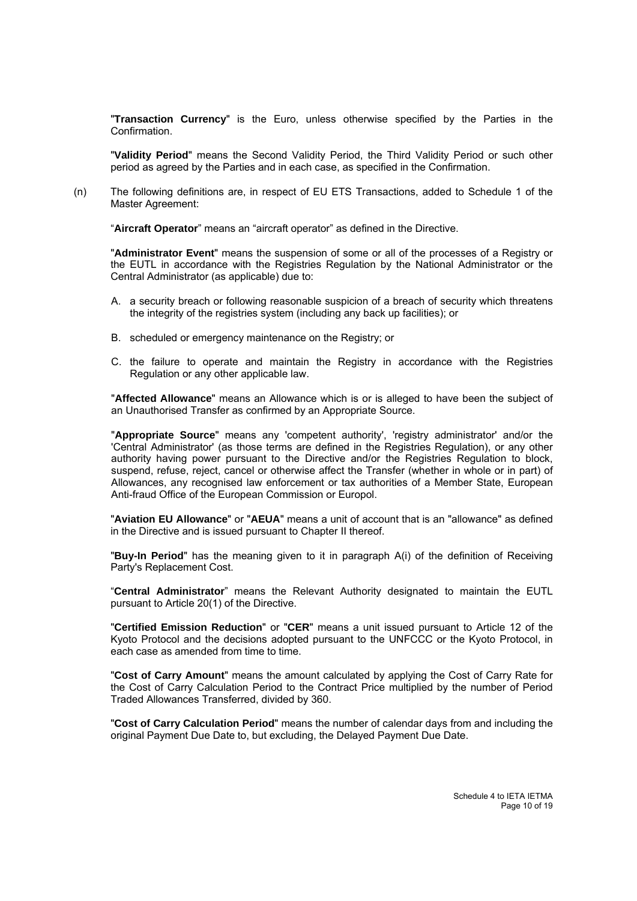"**Transaction Currency**" is the Euro, unless otherwise specified by the Parties in the Confirmation.

"**Validity Period**" means the Second Validity Period, the Third Validity Period or such other period as agreed by the Parties and in each case, as specified in the Confirmation.

(n) The following definitions are, in respect of EU ETS Transactions, added to Schedule 1 of the Master Agreement:

"**Aircraft Operator**" means an "aircraft operator" as defined in the Directive.

"**Administrator Event**" means the suspension of some or all of the processes of a Registry or the EUTL in accordance with the Registries Regulation by the National Administrator or the Central Administrator (as applicable) due to:

A. a security breach or following reasonable suspicion of a breach of security which threatens the integrity of the registries system (including any back up facilities); or

B. scheduled or emergency maintenance on the Registry; or

C. the failure to operate and maintain the Registry in accordance with the Registries Regulation or any other applicable law.

"**Affected Allowance**" means an Allowance which is or is alleged to have been the subject of an Unauthorised Transfer as confirmed by an Appropriate Source.

"**Appropriate Source**" means any 'competent authority', 'registry administrator' and/or the 'Central Administrator' (as those terms are defined in the Registries Regulation), or any other authority having power pursuant to the Directive and/or the Registries Regulation to block, suspend, refuse, reject, cancel or otherwise affect the Transfer (whether in whole or in part) of Allowances, any recognised law enforcement or tax authorities of a Member State, European Anti-fraud Office of the European Commission or Europol.

"**Aviation EU Allowance**" or "**AEUA**" means a unit of account that is an "allowance" as defined in the Directive and is issued pursuant to Chapter II thereof.

"**Buy-In Period**" has the meaning given to it in paragraph A(i) of the definition of Receiving Party's Replacement Cost.

"**Central Administrator**" means the Relevant Authority designated to maintain the EUTL pursuant to Article 20(1) of the Directive.

"**Certified Emission Reduction**" or "**CER**" means a unit issued pursuant to Article 12 of the Kyoto Protocol and the decisions adopted pursuant to the UNFCCC or the Kyoto Protocol, in each case as amended from time to time.

"**Cost of Carry Amount**" means the amount calculated by applying the Cost of Carry Rate for the Cost of Carry Calculation Period to the Contract Price multiplied by the number of Period Traded Allowances Transferred, divided by 360.

"**Cost of Carry Calculation Period**" means the number of calendar days from and including the original Payment Due Date to, but excluding, the Delayed Payment Due Date.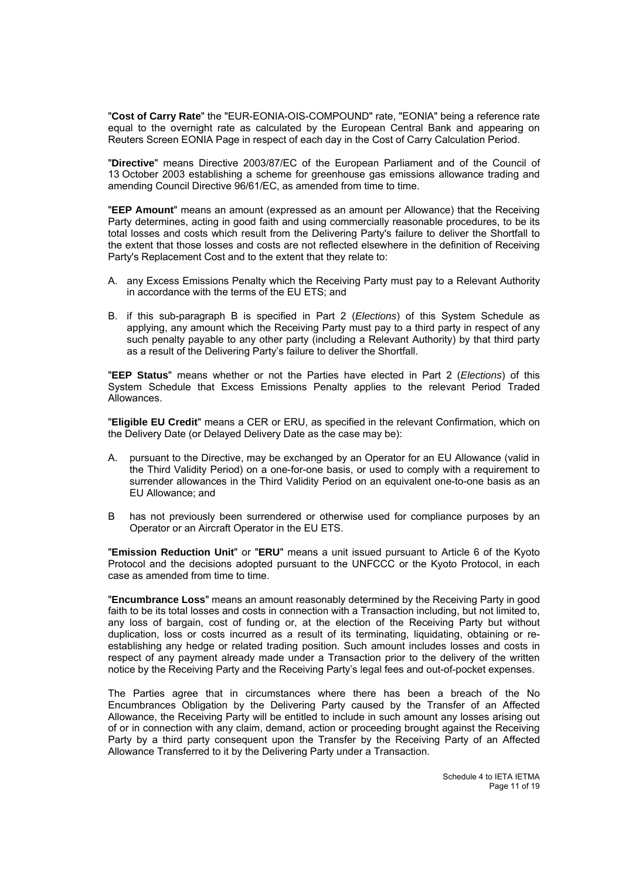"**Cost of Carry Rate**" the "EUR-EONIA-OIS-COMPOUND" rate, "EONIA" being a reference rate equal to the overnight rate as calculated by the European Central Bank and appearing on Reuters Screen EONIA Page in respect of each day in the Cost of Carry Calculation Period.

"**Directive**" means Directive 2003/87/EC of the European Parliament and of the Council of 13 October 2003 establishing a scheme for greenhouse gas emissions allowance trading and amending Council Directive 96/61/EC, as amended from time to time.

"**EEP Amount**" means an amount (expressed as an amount per Allowance) that the Receiving Party determines, acting in good faith and using commercially reasonable procedures, to be its total losses and costs which result from the Delivering Party's failure to deliver the Shortfall to the extent that those losses and costs are not reflected elsewhere in the definition of Receiving Party's Replacement Cost and to the extent that they relate to:

A. any Excess Emissions Penalty which the Receiving Party must pay to a Relevant Authority in accordance with the terms of the EU ETS; and

B. if this sub-paragraph B is specified in Part 2 (*Elections*) of this System Schedule as applying, any amount which the Receiving Party must pay to a third party in respect of any such penalty payable to any other party (including a Relevant Authority) by that third party as a result of the Delivering Party's failure to deliver the Shortfall.

"**EEP Status**" means whether or not the Parties have elected in Part 2 (*Elections*) of this System Schedule that Excess Emissions Penalty applies to the relevant Period Traded Allowances.

"**Eligible EU Credit**" means a CER or ERU, as specified in the relevant Confirmation, which on the Delivery Date (or Delayed Delivery Date as the case may be):

A. pursuant to the Directive, may be exchanged by an Operator for an EU Allowance (valid in the Third Validity Period) on a one-for-one basis, or used to comply with a requirement to surrender allowances in the Third Validity Period on an equivalent one-to-one basis as an EU Allowance; and

B has not previously been surrendered or otherwise used for compliance purposes by an Operator or an Aircraft Operator in the EU ETS.

"**Emission Reduction Unit**" or "**ERU**" means a unit issued pursuant to Article 6 of the Kyoto Protocol and the decisions adopted pursuant to the UNFCCC or the Kyoto Protocol, in each case as amended from time to time.

"**Encumbrance Loss**" means an amount reasonably determined by the Receiving Party in good faith to be its total losses and costs in connection with a Transaction including, but not limited to, any loss of bargain, cost of funding or, at the election of the Receiving Party but without duplication, loss or costs incurred as a result of its terminating, liquidating, obtaining or re-establishing any hedge or related trading position. Such amount includes losses and costs in respect of any payment already made under a Transaction prior to the delivery of the written notice by the Receiving Party and the Receiving Party's legal fees and out-of-pocket expenses.

The Parties agree that in circumstances where there has been a breach of the No Encumbrances Obligation by the Delivering Party caused by the Transfer of an Affected Allowance, the Receiving Party will be entitled to include in such amount any losses arising out of or in connection with any claim, demand, action or proceeding brought against the Receiving Party by a third party consequent upon the Transfer by the Receiving Party of an Affected Allowance Transferred to it by the Delivering Party under a Transaction.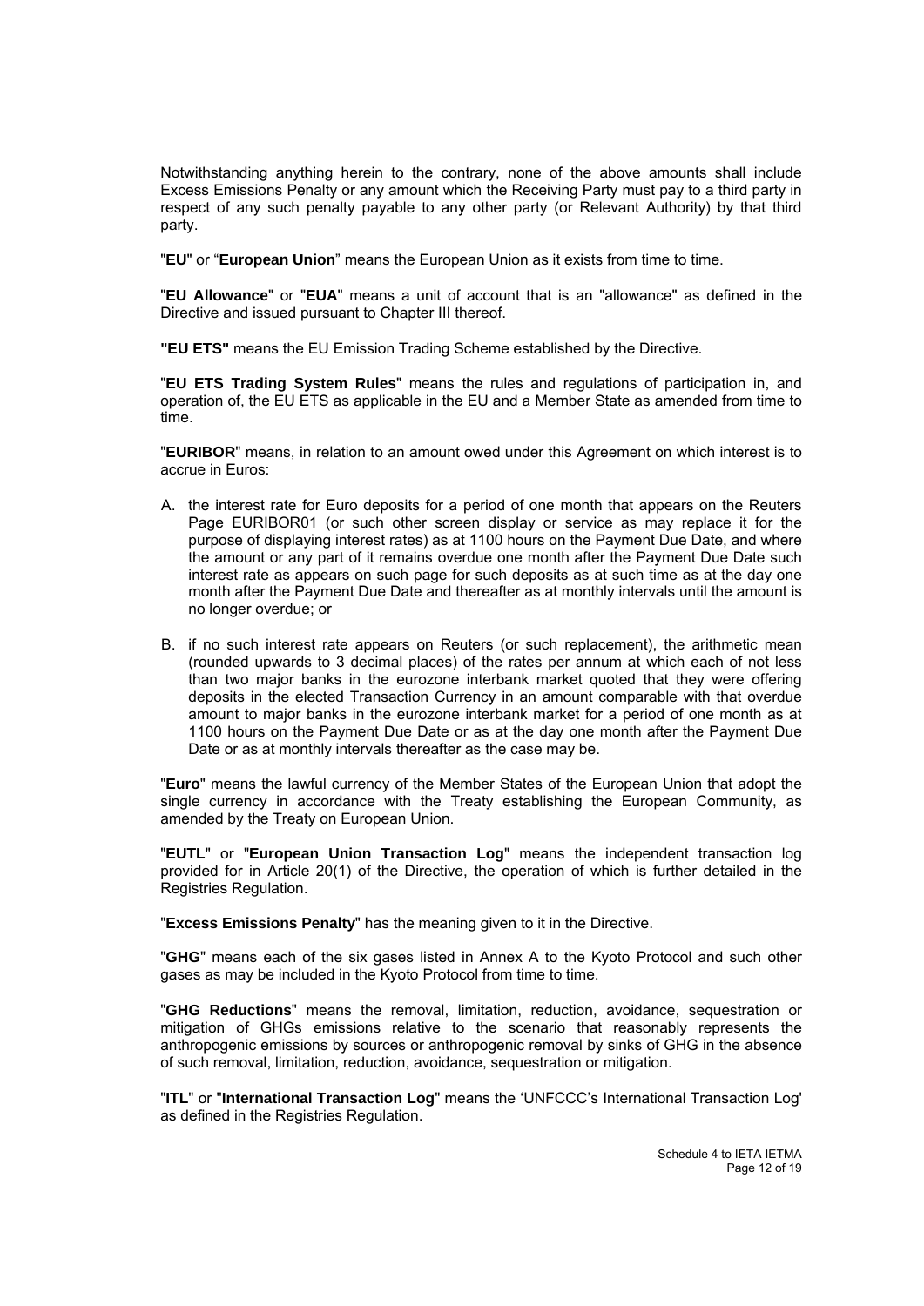Notwithstanding anything herein to the contrary, none of the above amounts shall include Excess Emissions Penalty or any amount which the Receiving Party must pay to a third party in respect of any such penalty payable to any other party (or Relevant Authority) by that third party.

"**EU**" or "**European Union**" means the European Union as it exists from time to time.

"**EU Allowance**" or "**EUA**" means a unit of account that is an "allowance" as defined in the Directive and issued pursuant to Chapter III thereof.

**"EU ETS"** means the EU Emission Trading Scheme established by the Directive.

"**EU ETS Trading System Rules**" means the rules and regulations of participation in, and operation of, the EU ETS as applicable in the EU and a Member State as amended from time to time.

"**EURIBOR**" means, in relation to an amount owed under this Agreement on which interest is to accrue in Euros:

A. the interest rate for Euro deposits for a period of one month that appears on the Reuters Page EURIBOR01 (or such other screen display or service as may replace it for the purpose of displaying interest rates) as at 1100 hours on the Payment Due Date, and where the amount or any part of it remains overdue one month after the Payment Due Date such interest rate as appears on such page for such deposits as at such time as at the day one month after the Payment Due Date and thereafter as at monthly intervals until the amount is no longer overdue; or

B. if no such interest rate appears on Reuters (or such replacement), the arithmetic mean (rounded upwards to 3 decimal places) of the rates per annum at which each of not less than two major banks in the eurozone interbank market quoted that they were offering deposits in the elected Transaction Currency in an amount comparable with that overdue amount to major banks in the eurozone interbank market for a period of one month as at 1100 hours on the Payment Due Date or as at the day one month after the Payment Due Date or as at monthly intervals thereafter as the case may be.

"**Euro**" means the lawful currency of the Member States of the European Union that adopt the single currency in accordance with the Treaty establishing the European Community, as amended by the Treaty on European Union.

"**EUTL**" or "**European Union Transaction Log**" means the independent transaction log provided for in Article 20(1) of the Directive, the operation of which is further detailed in the Registries Regulation.

"**Excess Emissions Penalty**" has the meaning given to it in the Directive.

"**GHG**" means each of the six gases listed in Annex A to the Kyoto Protocol and such other gases as may be included in the Kyoto Protocol from time to time.

"**GHG Reductions**" means the removal, limitation, reduction, avoidance, sequestration or mitigation of GHGs emissions relative to the scenario that reasonably represents the anthropogenic emissions by sources or anthropogenic removal by sinks of GHG in the absence of such removal, limitation, reduction, avoidance, sequestration or mitigation.

"**ITL**" or "**International Transaction Log**" means the 'UNFCCC's International Transaction Log' as defined in the Registries Regulation.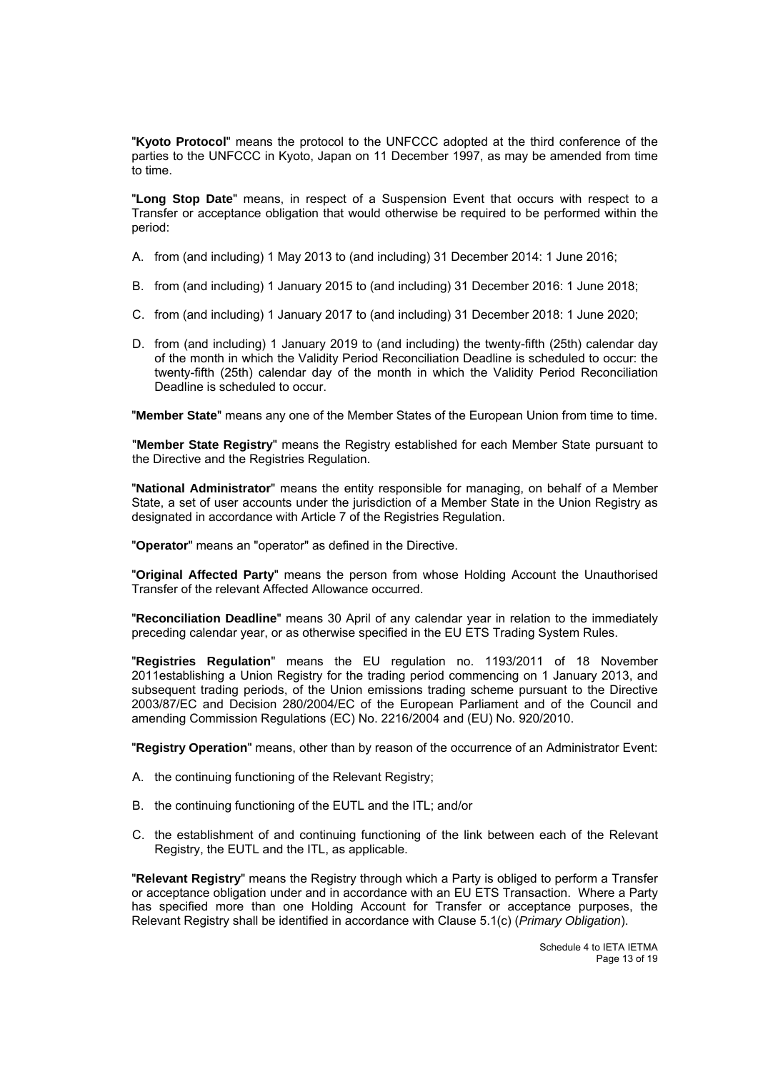"**Kyoto Protocol**" means the protocol to the UNFCCC adopted at the third conference of the parties to the UNFCCC in Kyoto, Japan on 11 December 1997, as may be amended from time to time.

"**Long Stop Date**" means, in respect of a Suspension Event that occurs with respect to a Transfer or acceptance obligation that would otherwise be required to be performed within the period:

A. from (and including) 1 May 2013 to (and including) 31 December 2014: 1 June 2016;

B. from (and including) 1 January 2015 to (and including) 31 December 2016: 1 June 2018;

C. from (and including) 1 January 2017 to (and including) 31 December 2018: 1 June 2020;

D. from (and including) 1 January 2019 to (and including) the twenty-fifth (25th) calendar day of the month in which the Validity Period Reconciliation Deadline is scheduled to occur: the twenty-fifth (25th) calendar day of the month in which the Validity Period Reconciliation Deadline is scheduled to occur.

"**Member State**" means any one of the Member States of the European Union from time to time.

"**Member State Registry**" means the Registry established for each Member State pursuant to the Directive and the Registries Regulation.

"**National Administrator**" means the entity responsible for managing, on behalf of a Member State, a set of user accounts under the jurisdiction of a Member State in the Union Registry as designated in accordance with Article 7 of the Registries Regulation.

"**Operator**" means an "operator" as defined in the Directive.

"**Original Affected Party**" means the person from whose Holding Account the Unauthorised Transfer of the relevant Affected Allowance occurred.

"**Reconciliation Deadline**" means 30 April of any calendar year in relation to the immediately preceding calendar year, or as otherwise specified in the EU ETS Trading System Rules.

"**Registries Regulation**" means the EU regulation no. 1193/2011 of 18 November 2011establishing a Union Registry for the trading period commencing on 1 January 2013, and subsequent trading periods, of the Union emissions trading scheme pursuant to the Directive 2003/87/EC and Decision 280/2004/EC of the European Parliament and of the Council and amending Commission Regulations (EC) No. 2216/2004 and (EU) No. 920/2010.

"**Registry Operation**" means, other than by reason of the occurrence of an Administrator Event:

A. the continuing functioning of the Relevant Registry;

B. the continuing functioning of the EUTL and the ITL; and/or

C. the establishment of and continuing functioning of the link between each of the Relevant Registry, the EUTL and the ITL, as applicable.

"**Relevant Registry**" means the Registry through which a Party is obliged to perform a Transfer or acceptance obligation under and in accordance with an EU ETS Transaction. Where a Party has specified more than one Holding Account for Transfer or acceptance purposes, the Relevant Registry shall be identified in accordance with Clause 5.1(c) (*Primary Obligation*).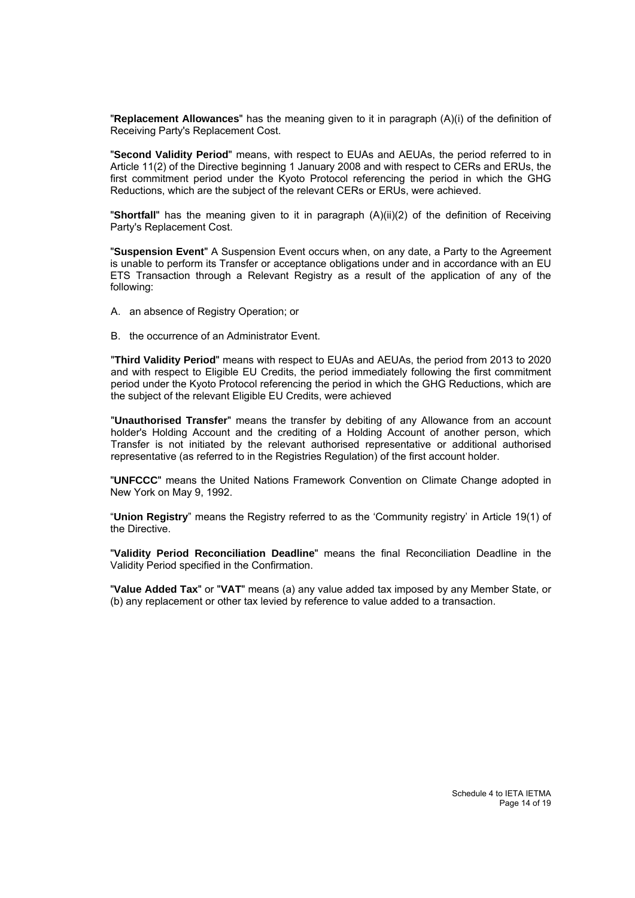"**Replacement Allowances**" has the meaning given to it in paragraph (A)(i) of the definition of Receiving Party's Replacement Cost.

"**Second Validity Period**" means, with respect to EUAs and AEUAs, the period referred to in Article 11(2) of the Directive beginning 1 January 2008 and with respect to CERs and ERUs, the first commitment period under the Kyoto Protocol referencing the period in which the GHG Reductions, which are the subject of the relevant CERs or ERUs, were achieved.

"**Shortfall**" has the meaning given to it in paragraph (A)(ii)(2) of the definition of Receiving Party's Replacement Cost.

"**Suspension Event**" A Suspension Event occurs when, on any date, a Party to the Agreement is unable to perform its Transfer or acceptance obligations under and in accordance with an EU ETS Transaction through a Relevant Registry as a result of the application of any of the following:

A. an absence of Registry Operation; or

B. the occurrence of an Administrator Event.

"**Third Validity Period**" means with respect to EUAs and AEUAs, the period from 2013 to 2020 and with respect to Eligible EU Credits, the period immediately following the first commitment period under the Kyoto Protocol referencing the period in which the GHG Reductions, which are the subject of the relevant Eligible EU Credits, were achieved

"**Unauthorised Transfer**" means the transfer by debiting of any Allowance from an account holder's Holding Account and the crediting of a Holding Account of another person, which Transfer is not initiated by the relevant authorised representative or additional authorised representative (as referred to in the Registries Regulation) of the first account holder.

"**UNFCCC**" means the United Nations Framework Convention on Climate Change adopted in New York on May 9, 1992.

"**Union Registry**" means the Registry referred to as the 'Community registry' in Article 19(1) of the Directive.

"**Validity Period Reconciliation Deadline**" means the final Reconciliation Deadline in the Validity Period specified in the Confirmation.

"**Value Added Tax**" or "**VAT**" means (a) any value added tax imposed by any Member State, or (b) any replacement or other tax levied by reference to value added to a transaction.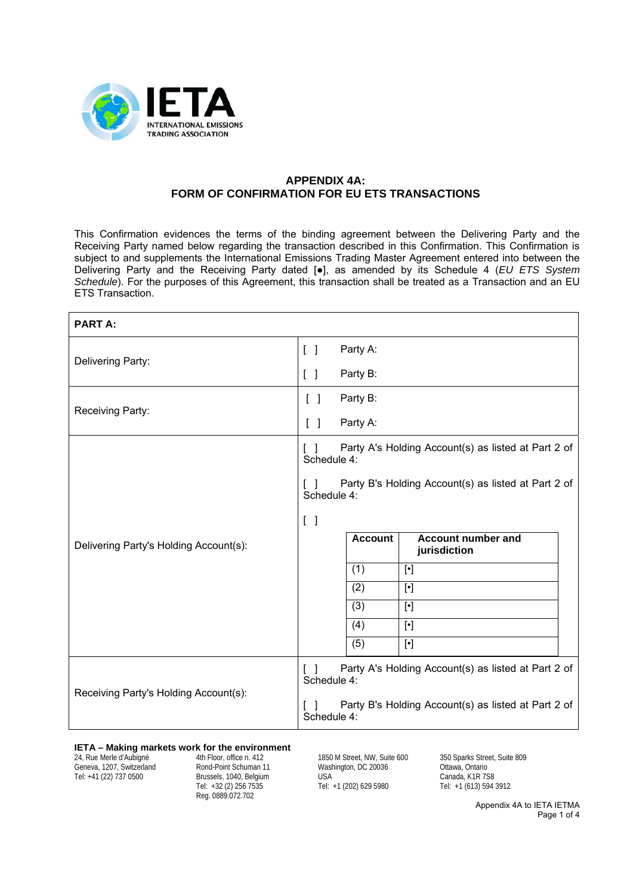## APPENDIX 4A:
## FORM OF CONFIRMATION FOR EU ETS TRANSACTIONS

This Confirmation evidences the terms of the binding agreement between the Delivering Party and the Receiving Party named below regarding the transaction described in this Confirmation. This Confirmation is subject to and supplements the International Emissions Trading Master Agreement entered into between the Delivering Party and the Receiving Party dated [●], as amended by its Schedule 4 (*EU ETS System Schedule*). For the purposes of this Agreement, this transaction shall be treated as a Transaction and an EU ETS Transaction.

| **PART A:** | |
|---|---|
| Delivering Party: | [ ] Party A:<br>[ ] Party B: |
| Receiving Party: | [ ] Party B:<br>[ ] Party A: |
| Delivering Party's Holding Account(s): | [ ] Party A's Holding Account(s) as listed at Part 2 of Schedule 4:<br>[ ] Party B's Holding Account(s) as listed at Part 2 of Schedule 4:<br>[ ]<br>**Account** / **Account number and jurisdiction**<br>(1) [•]<br>(2) [•]<br>(3) [•]<br>(4) [•]<br>(5) [•] |
| Receiving Party's Holding Account(s): | [ ] Party A's Holding Account(s) as listed at Part 2 of Schedule 4:<br>[ ] Party B's Holding Account(s) as listed at Part 2 of Schedule 4: |

**IETA – Making markets work for the environment**

24, Rue Merle d'Aubigné
Geneva, 1207, Switzerland
Tel: +41 (22) 737 0500

4th Floor, office n. 412
Rond-Point Schuman 11
Brussels, 1040, Belgium
Tel: +32 (2) 256 7535
Reg. 0889.072.702

1850 M Street, NW, Suite 600
Washington, DC 20036
USA
Tel: +1 (202) 629 5980

350 Sparks Street, Suite 809
Ottawa, Ontario
Canada, K1R 7S8
Tel: +1 (613) 594 3912

Appendix 4A to IETA IETMA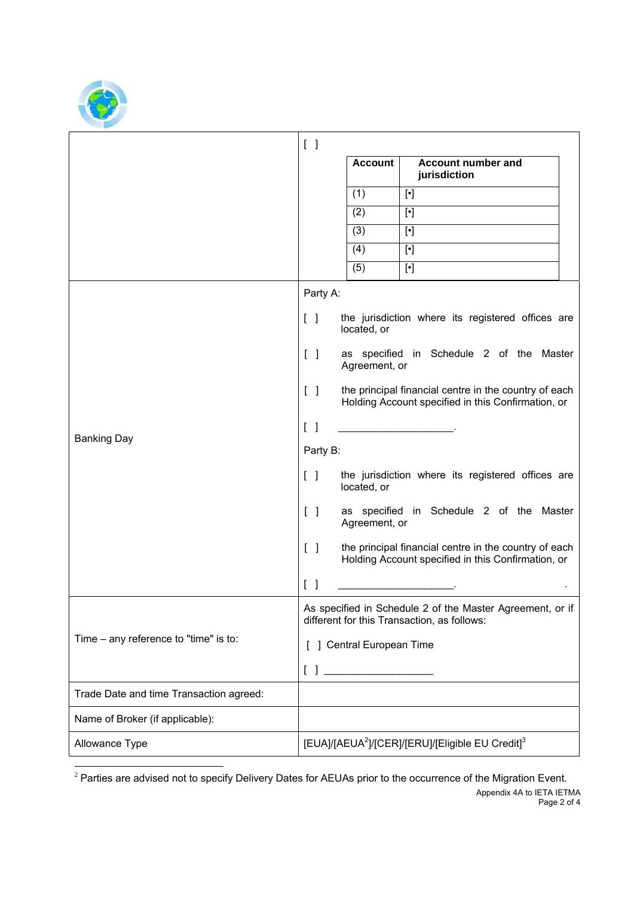| | [ ] <br><br> \| Account \| Account number and jurisdiction \| <br> \| (1) \| [•] \| <br> \| (2) \| [•] \| <br> \| (3) \| [•] \| <br> \| (4) \| [•] \| <br> \| (5) \| [•] \| |
|---|---|
| Banking Day | Party A: <br><br> [ ] the jurisdiction where its registered offices are located, or <br><br> [ ] as specified in Schedule 2 of the Master Agreement, or <br><br> [ ] the principal financial centre in the country of each Holding Account specified in this Confirmation, or <br><br> [ ] ____________________. <br><br> Party B: <br><br> [ ] the jurisdiction where its registered offices are located, or <br><br> [ ] as specified in Schedule 2 of the Master Agreement, or <br><br> [ ] the principal financial centre in the country of each Holding Account specified in this Confirmation, or <br><br> [ ] ____________________. |
| Time – any reference to "time" is to: | As specified in Schedule 2 of the Master Agreement, or if different for this Transaction, as follows: <br><br> [ ] Central European Time <br><br> [ ] ___________________ |
| Trade Date and time Transaction agreed: | |
| Name of Broker (if applicable): | |
| Allowance Type | [EUA]/[AEUA[2]]/[CER]/[ERU]/[Eligible EU Credit][3] |

[2] Parties are advised not to specify Delivery Dates for AEUAs prior to the occurrence of the Migration Event.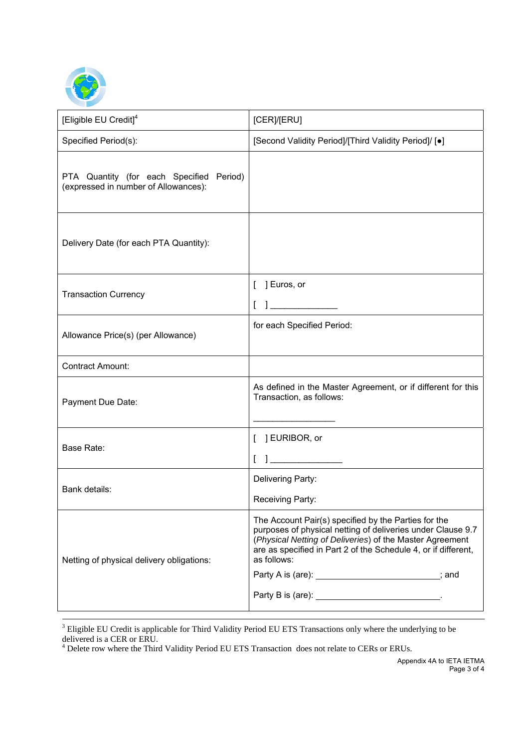| [Eligible EU Credit][4] | [CER]/[ERU] |
|---|---|
| Specified Period(s): | [Second Validity Period]/[Third Validity Period]/ [●] |
| PTA Quantity (for each Specified Period) (expressed in number of Allowances): | |
| Delivery Date (for each PTA Quantity): | |
| Transaction Currency | [ ] Euros, or<br>[ ] _____________ |
| Allowance Price(s) (per Allowance) | for each Specified Period: |
| Contract Amount: | |
| Payment Due Date: | As defined in the Master Agreement, or if different for this Transaction, as follows:<br>_______________ |
| Base Rate: | [ ] EURIBOR, or<br>[ ] ______________ |
| Bank details: | Delivering Party:<br>Receiving Party: |
| Netting of physical delivery obligations: | The Account Pair(s) specified by the Parties for the purposes of physical netting of deliveries under Clause 9.7 (*Physical Netting of Deliveries*) of the Master Agreement are as specified in Part 2 of the Schedule 4, or if different, as follows:<br>Party A is (are): _________________________; and<br>Party B is (are): _________________________. |

[3] Eligible EU Credit is applicable for Third Validity Period EU ETS Transactions only where the underlying to be delivered is a CER or ERU.

[4] Delete row where the Third Validity Period EU ETS Transaction does not relate to CERs or ERUs.

Appendix 4A to IETA IETMA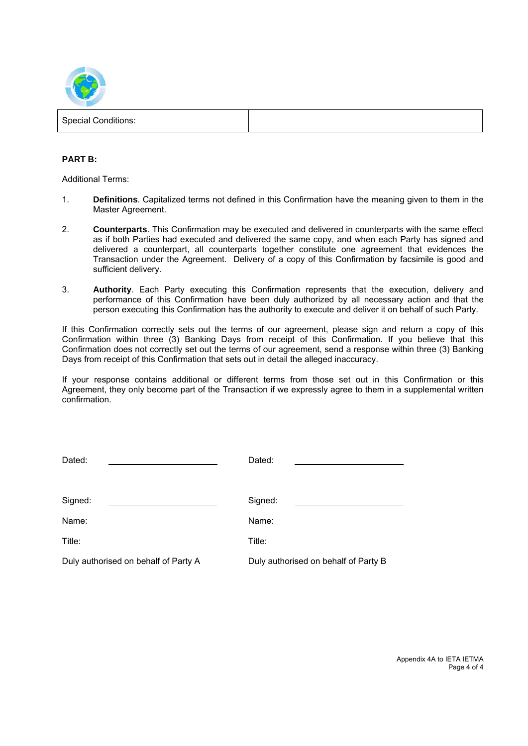| Special Conditions: | |
|---|---|

**PART B:**

Additional Terms:

1. **Definitions**. Capitalized terms not defined in this Confirmation have the meaning given to them in the Master Agreement.

2. **Counterparts**. This Confirmation may be executed and delivered in counterparts with the same effect as if both Parties had executed and delivered the same copy, and when each Party has signed and delivered a counterpart, all counterparts together constitute one agreement that evidences the Transaction under the Agreement. Delivery of a copy of this Confirmation by facsimile is good and sufficient delivery.

3. **Authority**. Each Party executing this Confirmation represents that the execution, delivery and performance of this Confirmation have been duly authorized by all necessary action and that the person executing this Confirmation has the authority to execute and deliver it on behalf of such Party.

If this Confirmation correctly sets out the terms of our agreement, please sign and return a copy of this Confirmation within three (3) Banking Days from receipt of this Confirmation. If you believe that this Confirmation does not correctly set out the terms of our agreement, send a response within three (3) Banking Days from receipt of this Confirmation that sets out in detail the alleged inaccuracy.

If your response contains additional or different terms from those set out in this Confirmation or this Agreement, they only become part of the Transaction if we expressly agree to them in a supplemental written confirmation.

| | |
|---|---|
| Dated: ______________________ | Dated: ______________________ |
| Signed: ______________________ | Signed: ______________________ |
| Name: | Name: |
| Title: | Title: |
| Duly authorised on behalf of Party A | Duly authorised on behalf of Party B |

Appendix 4A to IETA IETMA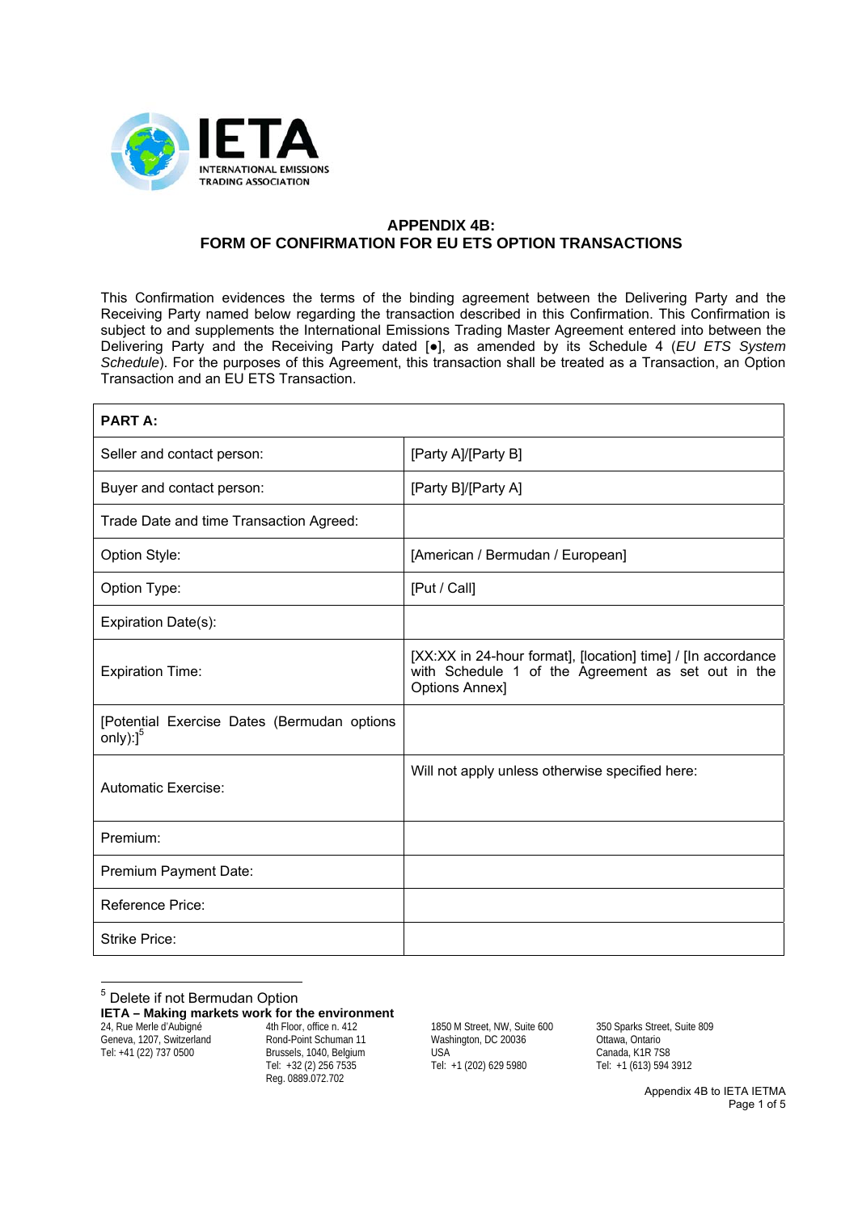## APPENDIX 4B:
## FORM OF CONFIRMATION FOR EU ETS OPTION TRANSACTIONS

This Confirmation evidences the terms of the binding agreement between the Delivering Party and the Receiving Party named below regarding the transaction described in this Confirmation. This Confirmation is subject to and supplements the International Emissions Trading Master Agreement entered into between the Delivering Party and the Receiving Party dated [●], as amended by its Schedule 4 (*EU ETS System Schedule*). For the purposes of this Agreement, this transaction shall be treated as a Transaction, an Option Transaction and an EU ETS Transaction.

| **PART A:** | |
|---|---|
| Seller and contact person: | [Party A]/[Party B] |
| Buyer and contact person: | [Party B]/[Party A] |
| Trade Date and time Transaction Agreed: | |
| Option Style: | [American / Bermudan / European] |
| Option Type: | [Put / Call] |
| Expiration Date(s): | |
| Expiration Time: | [XX:XX in 24-hour format], [location] time] / [In accordance with Schedule 1 of the Agreement as set out in the Options Annex] |
| [Potential Exercise Dates (Bermudan options only):][5] | |
| Automatic Exercise: | Will not apply unless otherwise specified here: |
| Premium: | |
| Premium Payment Date: | |
| Reference Price: | |
| Strike Price: | |

[5] Delete if not Bermudan Option

**IETA – Making markets work for the environment**
24, Rue Merle d'Aubigné, Geneva, 1207, Switzerland, Tel: +41 (22) 737 0500
4th Floor, office n. 412, Rond-Point Schuman 11, Brussels, 1040, Belgium, Tel: +32 (2) 256 7535, Reg. 0889.072.702
1850 M Street, NW, Suite 600, Washington, DC 20036, USA, Tel: +1 (202) 629 5980
350 Sparks Street, Suite 809, Ottawa, Ontario, Canada, K1R 7S8, Tel: +1 (613) 594 3912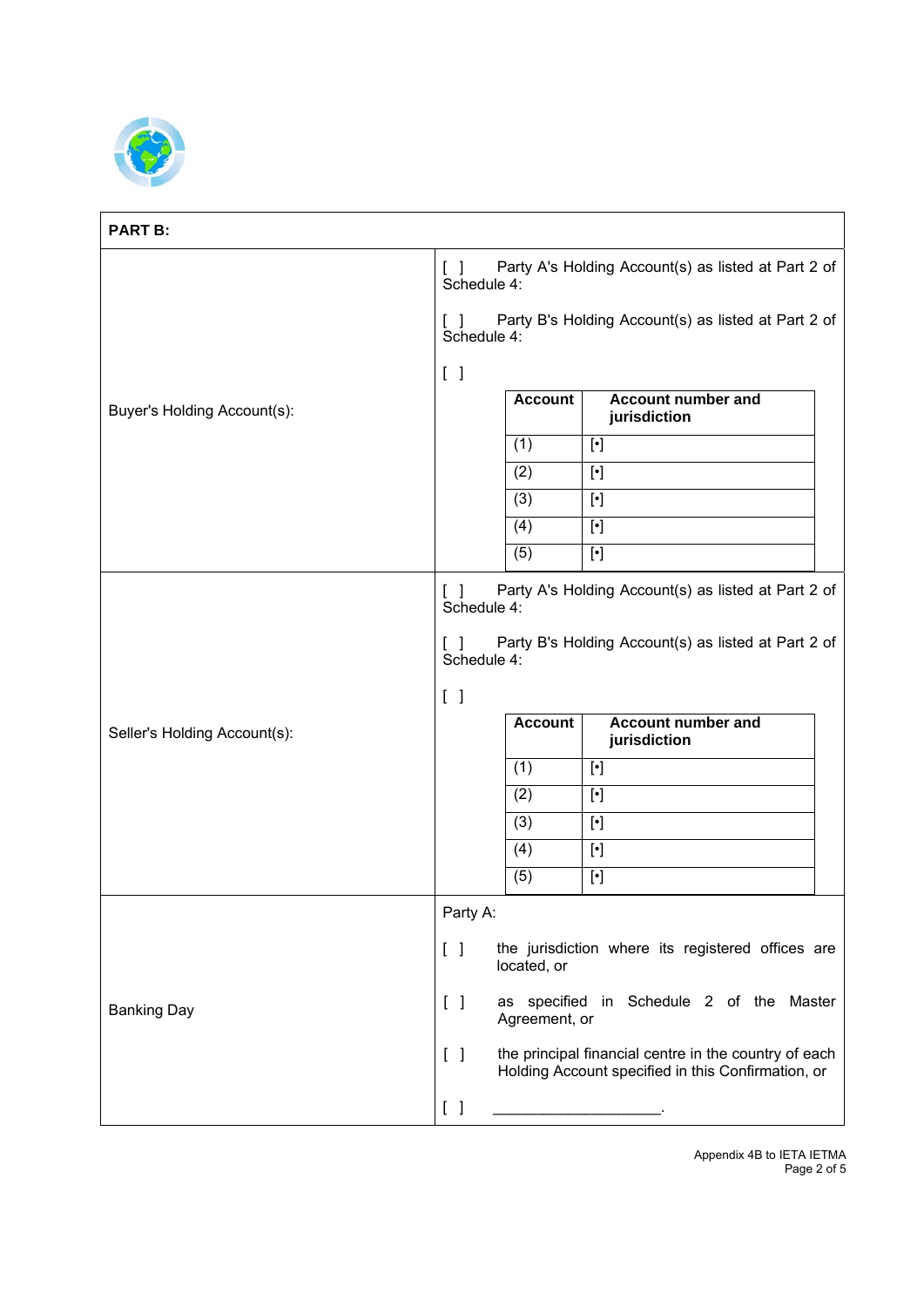| **PART B:** | |
|---|---|
| Buyer's Holding Account(s): | [ ] Party A's Holding Account(s) as listed at Part 2 of Schedule 4:<br><br>[ ] Party B's Holding Account(s) as listed at Part 2 of Schedule 4:<br><br>[ ]<br><br>**Account** / **Account number and jurisdiction**<br>(1) [•]<br>(2) [•]<br>(3) [•]<br>(4) [•]<br>(5) [•] |
| Seller's Holding Account(s): | [ ] Party A's Holding Account(s) as listed at Part 2 of Schedule 4:<br><br>[ ] Party B's Holding Account(s) as listed at Part 2 of Schedule 4:<br><br>[ ]<br><br>**Account** / **Account number and jurisdiction**<br>(1) [•]<br>(2) [•]<br>(3) [•]<br>(4) [•]<br>(5) [•] |
| Banking Day | Party A:<br><br>[ ] the jurisdiction where its registered offices are located, or<br><br>[ ] as specified in Schedule 2 of the Master Agreement, or<br><br>[ ] the principal financial centre in the country of each Holding Account specified in this Confirmation, or<br><br>[ ] ____________________. |

Appendix 4B to IETA IETMA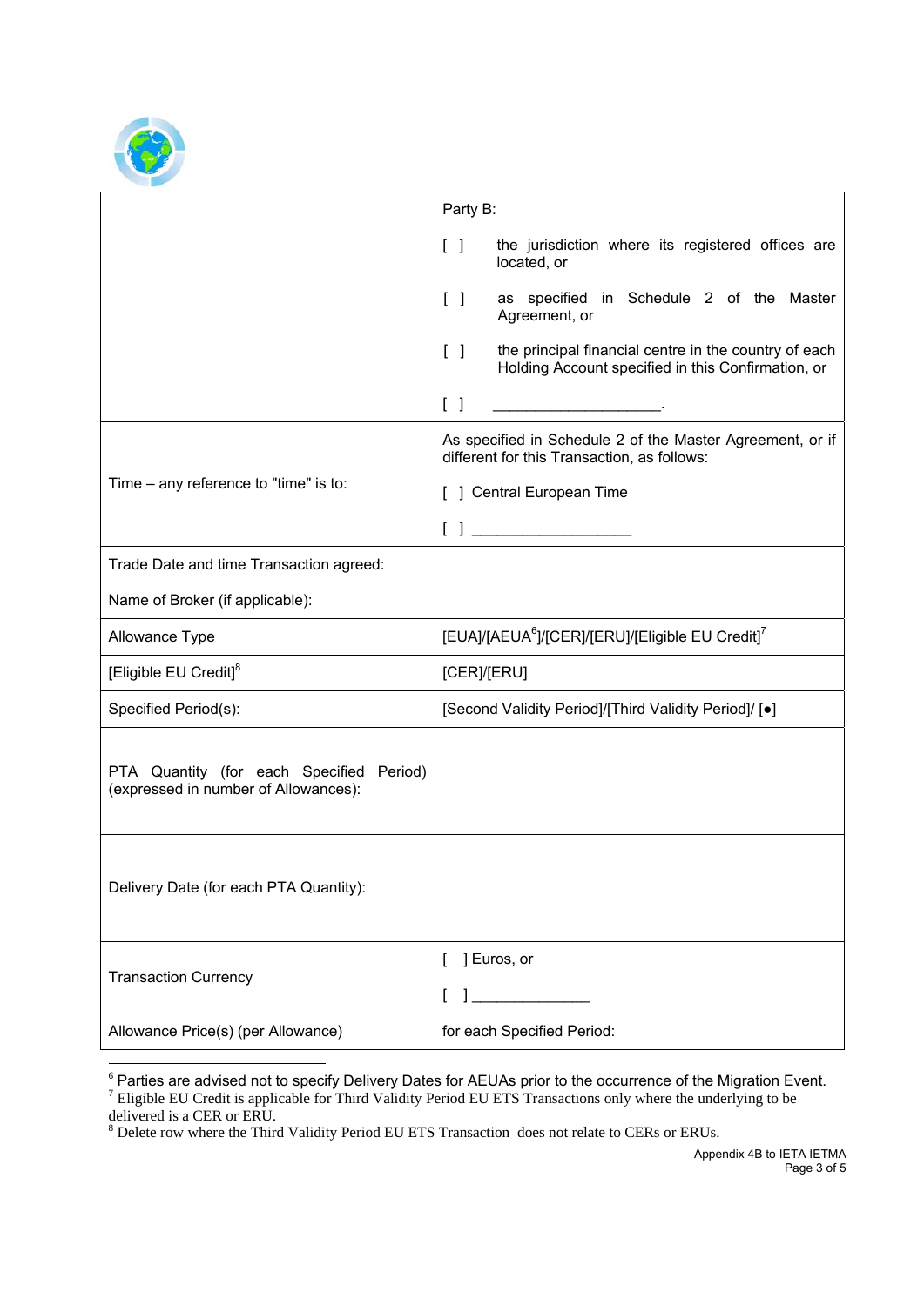| | |
|---|---|
| | Party B:<br><br>[ ] the jurisdiction where its registered offices are located, or<br><br>[ ] as specified in Schedule 2 of the Master Agreement, or<br><br>[ ] the principal financial centre in the country of each Holding Account specified in this Confirmation, or<br><br>[ ] ____________________. |
| Time – any reference to "time" is to: | As specified in Schedule 2 of the Master Agreement, or if different for this Transaction, as follows:<br><br>[ ] Central European Time<br><br>[ ] ___________________ |
| Trade Date and time Transaction agreed: | |
| Name of Broker (if applicable): | |
| Allowance Type | [EUA]/[AEUA[6]]/[CER]/[ERU]/[Eligible EU Credit][7] |
| [Eligible EU Credit][8] | [CER]/[ERU] |
| Specified Period(s): | [Second Validity Period]/[Third Validity Period]/ [●] |
| PTA Quantity (for each Specified Period) (expressed in number of Allowances): | |
| Delivery Date (for each PTA Quantity): | |
| Transaction Currency | [ ] Euros, or<br><br>[ ] ______________ |
| Allowance Price(s) (per Allowance) | for each Specified Period: |

[6] Parties are advised not to specify Delivery Dates for AEUAs prior to the occurrence of the Migration Event.
[7] Eligible EU Credit is applicable for Third Validity Period EU ETS Transactions only where the underlying to be delivered is a CER or ERU.
[8] Delete row where the Third Validity Period EU ETS Transaction does not relate to CERs or ERUs.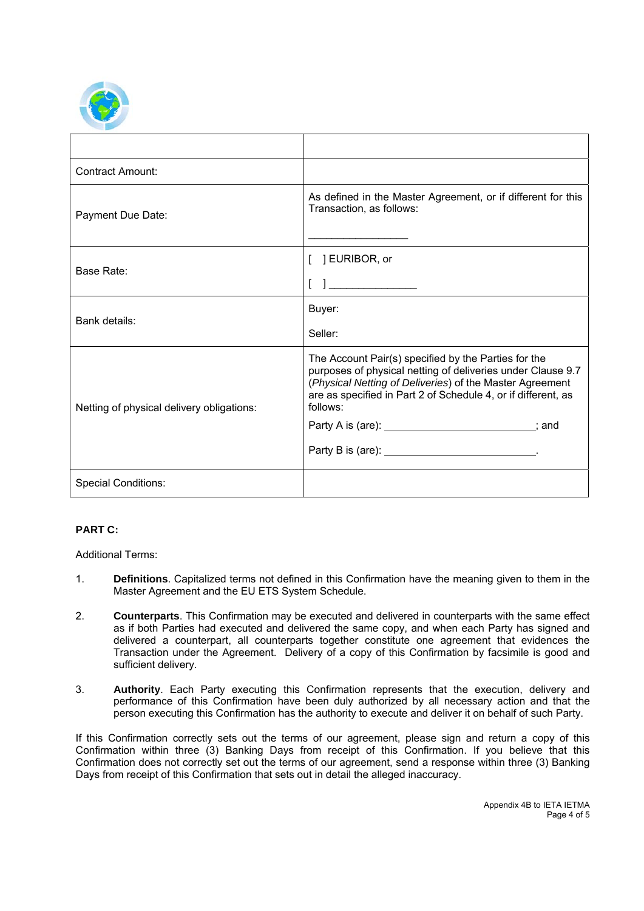| | |
|---|---|
| Contract Amount: | |
| Payment Due Date: | As defined in the Master Agreement, or if different for this Transaction, as follows:<br><br>________________ |
| Base Rate: | [ ] EURIBOR, or<br><br>[ ] _______________ |
| Bank details: | Buyer:<br><br>Seller: |
| Netting of physical delivery obligations: | The Account Pair(s) specified by the Parties for the purposes of physical netting of deliveries under Clause 9.7 (*Physical Netting of Deliveries*) of the Master Agreement are as specified in Part 2 of Schedule 4, or if different, as follows:<br><br>Party A is (are): _________________________; and<br><br>Party B is (are): _________________________. |
| Special Conditions: | |

**PART C:**

Additional Terms:

1. **Definitions**. Capitalized terms not defined in this Confirmation have the meaning given to them in the Master Agreement and the EU ETS System Schedule.

2. **Counterparts**. This Confirmation may be executed and delivered in counterparts with the same effect as if both Parties had executed and delivered the same copy, and when each Party has signed and delivered a counterpart, all counterparts together constitute one agreement that evidences the Transaction under the Agreement. Delivery of a copy of this Confirmation by facsimile is good and sufficient delivery.

3. **Authority**. Each Party executing this Confirmation represents that the execution, delivery and performance of this Confirmation have been duly authorized by all necessary action and that the person executing this Confirmation has the authority to execute and deliver it on behalf of such Party.

If this Confirmation correctly sets out the terms of our agreement, please sign and return a copy of this Confirmation within three (3) Banking Days from receipt of this Confirmation. If you believe that this Confirmation does not correctly set out the terms of our agreement, send a response within three (3) Banking Days from receipt of this Confirmation that sets out in detail the alleged inaccuracy.

Appendix 4B to IETA IETMA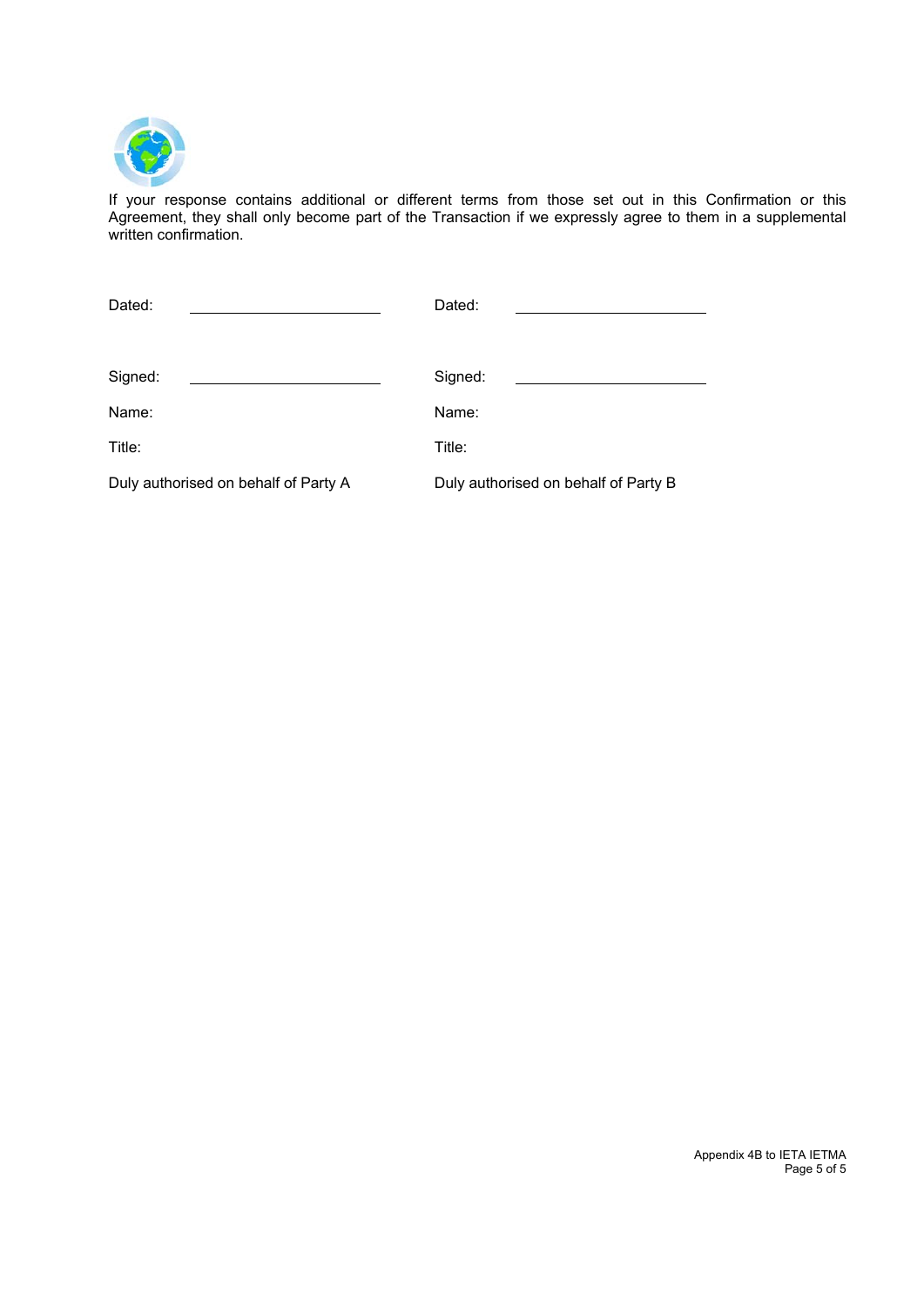If your response contains additional or different terms from those set out in this Confirmation or this Agreement, they shall only become part of the Transaction if we expressly agree to them in a supplemental written confirmation.

| | |
|---|---|
| Dated: ______________________ | Dated: ______________________ |
| Signed: ______________________ | Signed: ______________________ |
| Name: | Name: |
| Title: | Title: |
| Duly authorised on behalf of Party A | Duly authorised on behalf of Party B |

Appendix 4B to IETA IETMA